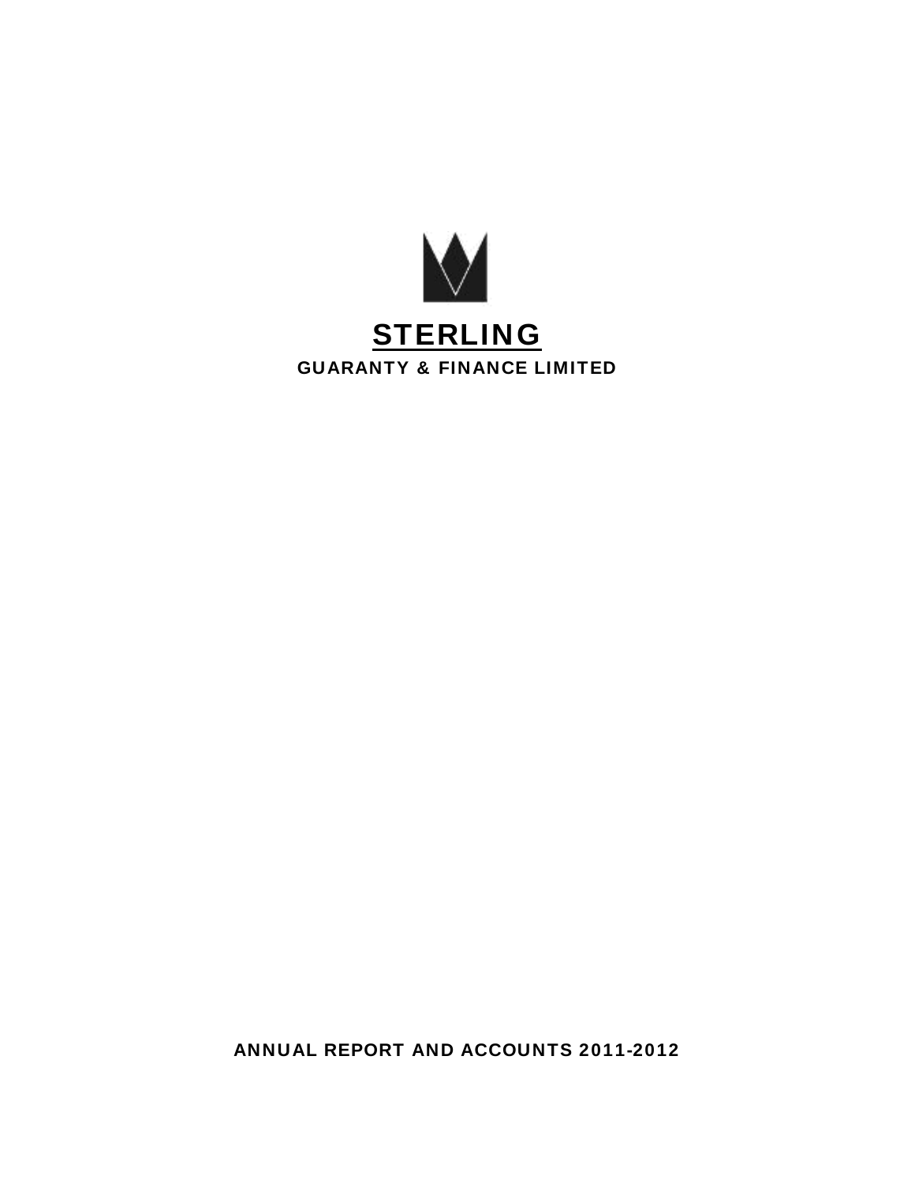# STERLING

## GUARANTY & FINANCE LIMITED

**ANNUAL REPORT AND ACCOUNTS 2011-2012**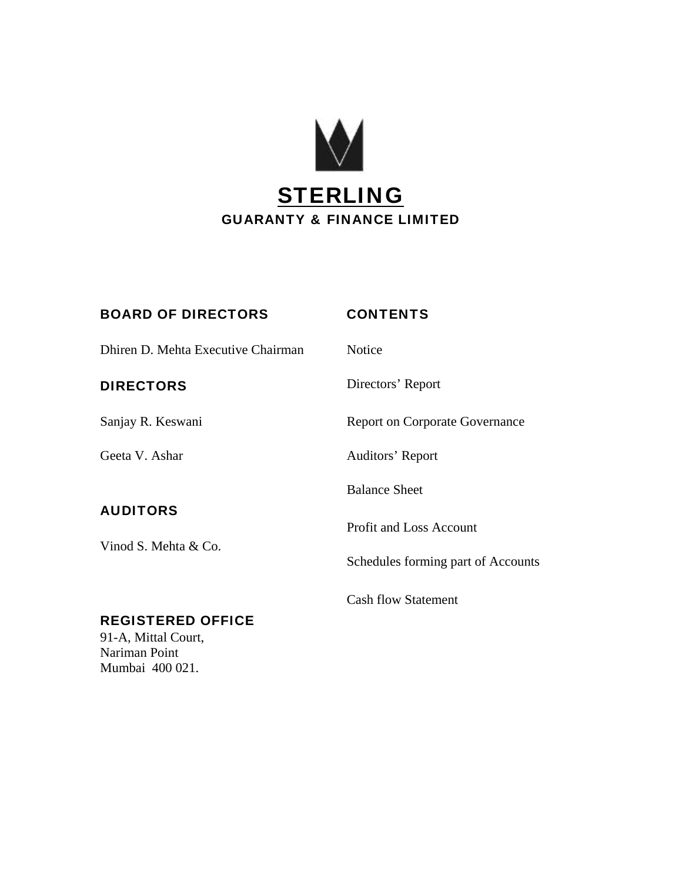# STERLING

## GUARANTY & FINANCE LIMITED

### BOARD OF DIRECTORS

Dhiren D. Mehta Executive Chairman

### DIRECTORS

Sanjay R. Keswani

Geeta V. Ashar

### AUDITORS

Vinod S. Mehta & Co.

### REGISTERED OFFICE

91-A, Mittal Court,
Nariman Point
Mumbai 400 021.

### CONTENTS

Notice

Directors' Report

Report on Corporate Governance

Auditors' Report

Balance Sheet

Profit and Loss Account

Schedules forming part of Accounts

Cash flow Statement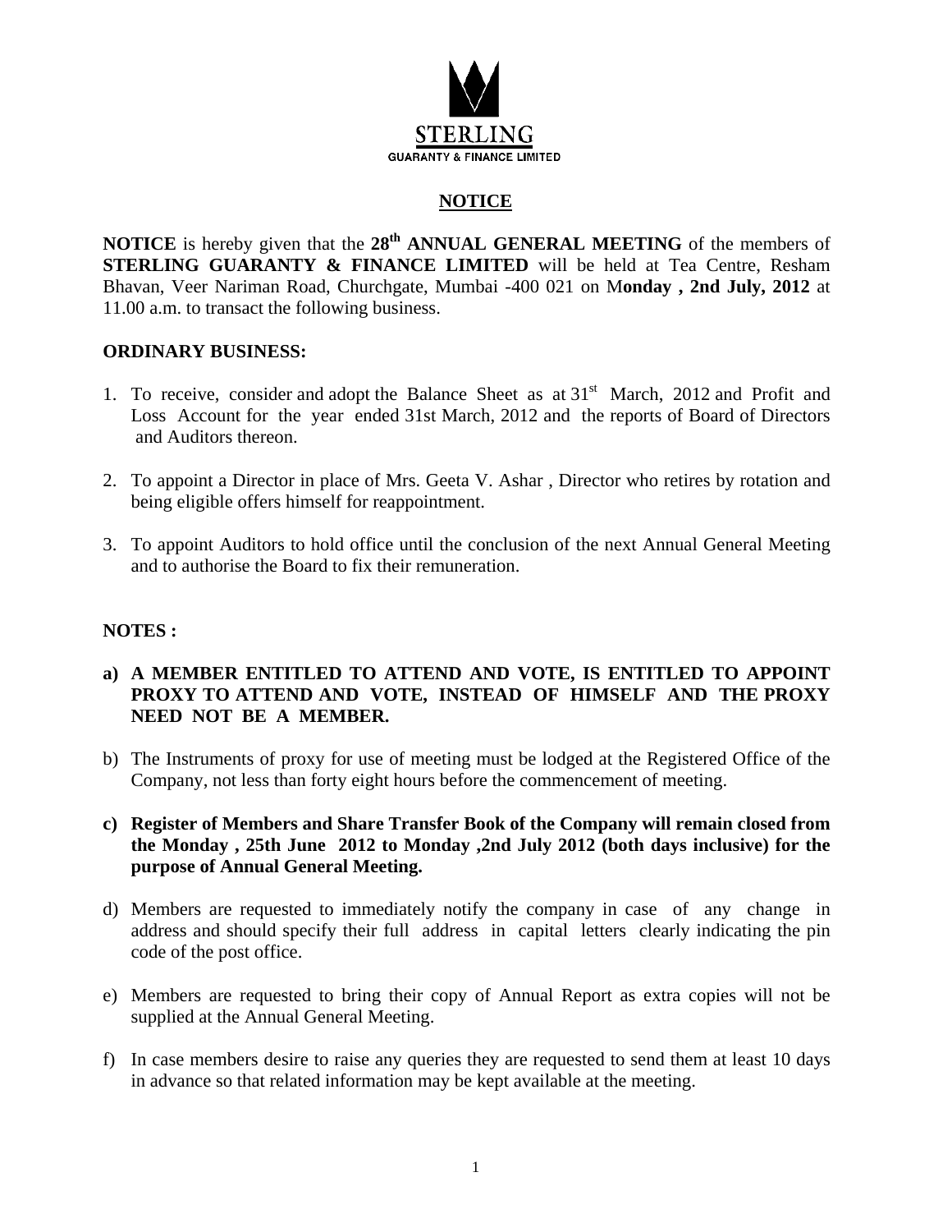STERLING

GUARANTY & FINANCE LIMITED

# NOTICE

**NOTICE** is hereby given that the **28th ANNUAL GENERAL MEETING** of the members of **STERLING GUARANTY & FINANCE LIMITED** will be held at Tea Centre, Resham Bhavan, Veer Nariman Road, Churchgate, Mumbai -400 021 on M**onday , 2nd July, 2012** at 11.00 a.m. to transact the following business.

## ORDINARY BUSINESS:

1. To receive, consider and adopt the Balance Sheet as at 31st March, 2012 and Profit and Loss Account for the year ended 31st March, 2012 and the reports of Board of Directors and Auditors thereon.
2. To appoint a Director in place of Mrs. Geeta V. Ashar , Director who retires by rotation and being eligible offers himself for reappointment.
3. To appoint Auditors to hold office until the conclusion of the next Annual General Meeting and to authorise the Board to fix their remuneration.

## NOTES :

a) **A MEMBER ENTITLED TO ATTEND AND VOTE, IS ENTITLED TO APPOINT PROXY TO ATTEND AND VOTE, INSTEAD OF HIMSELF AND THE PROXY NEED NOT BE A MEMBER.**

b) The Instruments of proxy for use of meeting must be lodged at the Registered Office of the Company, not less than forty eight hours before the commencement of meeting.

c) **Register of Members and Share Transfer Book of the Company will remain closed from the Monday , 25th June 2012 to Monday ,2nd July 2012 (both days inclusive) for the purpose of Annual General Meeting.**

d) Members are requested to immediately notify the company in case of any change in address and should specify their full address in capital letters clearly indicating the pin code of the post office.

e) Members are requested to bring their copy of Annual Report as extra copies will not be supplied at the Annual General Meeting.

f) In case members desire to raise any queries they are requested to send them at least 10 days in advance so that related information may be kept available at the meeting.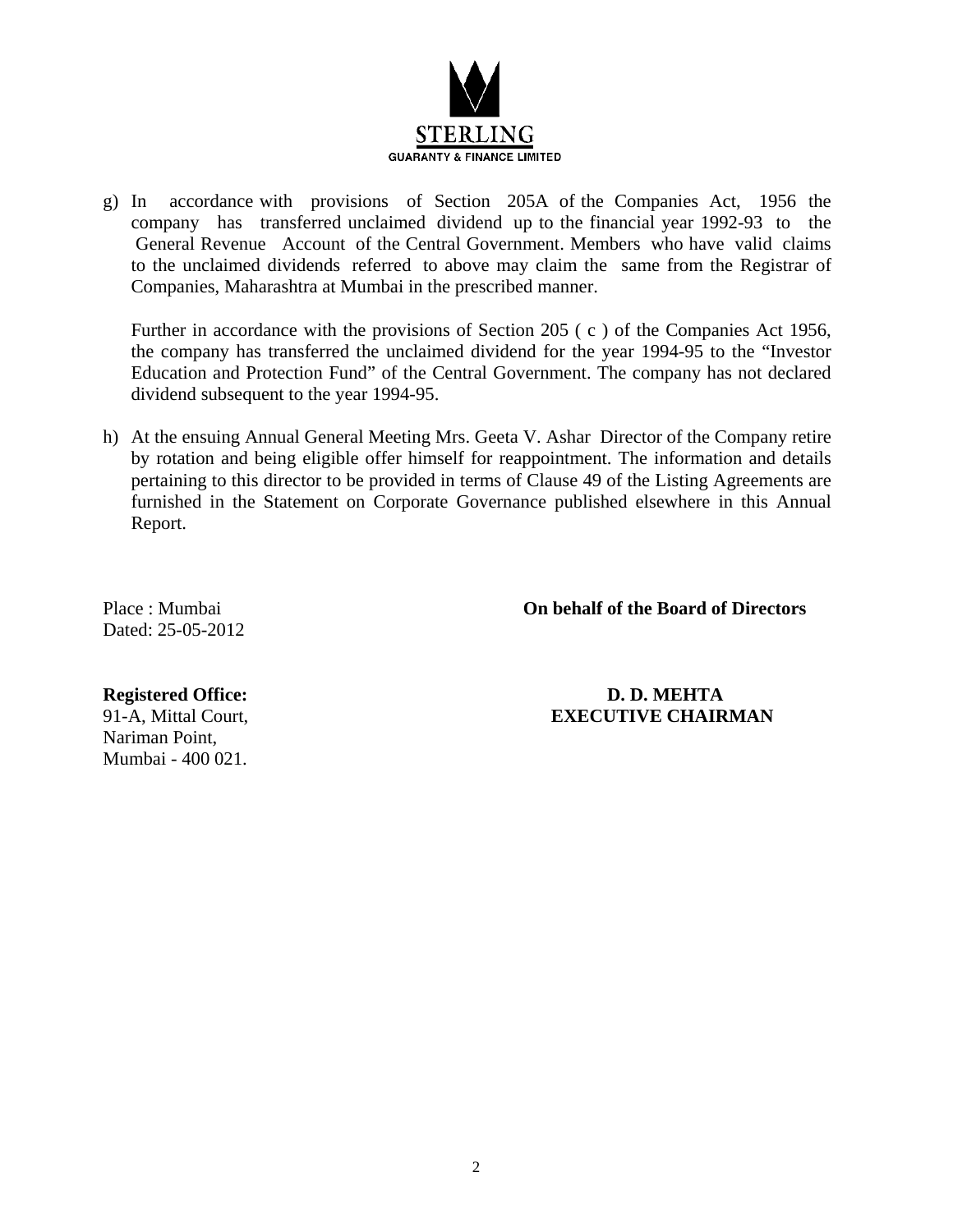g) In accordance with provisions of Section 205A of the Companies Act, 1956 the company has transferred unclaimed dividend up to the financial year 1992-93 to the General Revenue Account of the Central Government. Members who have valid claims to the unclaimed dividends referred to above may claim the same from the Registrar of Companies, Maharashtra at Mumbai in the prescribed manner.

   Further in accordance with the provisions of Section 205 ( c ) of the Companies Act 1956, the company has transferred the unclaimed dividend for the year 1994-95 to the "Investor Education and Protection Fund" of the Central Government. The company has not declared dividend subsequent to the year 1994-95.

h) At the ensuing Annual General Meeting Mrs. Geeta V. Ashar Director of the Company retire by rotation and being eligible offer himself for reappointment. The information and details pertaining to this director to be provided in terms of Clause 49 of the Listing Agreements are furnished in the Statement on Corporate Governance published elsewhere in this Annual Report.

Place : Mumbai
Dated: 25-05-2012

**On behalf of the Board of Directors**

**Registered Office:**
91-A, Mittal Court,
Nariman Point,
Mumbai - 400 021.

**D. D. MEHTA**
**EXECUTIVE CHAIRMAN**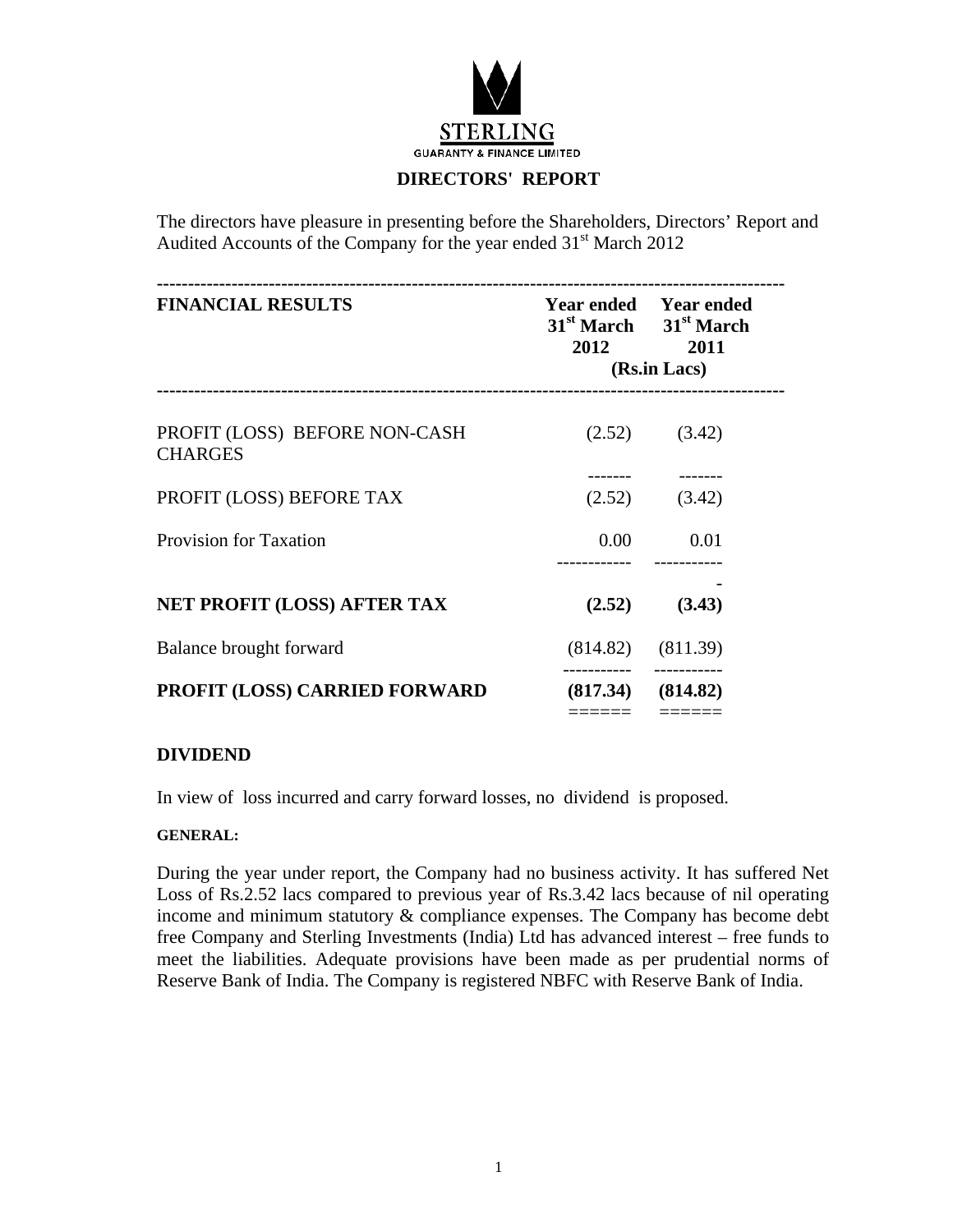**STERLING**

**GUARANTY & FINANCE LIMITED**

## DIRECTORS' REPORT

The directors have pleasure in presenting before the Shareholders, Directors' Report and Audited Accounts of the Company for the year ended 31st March 2012

| FINANCIAL RESULTS | Year ended 31st March 2012 | Year ended 31st March 2011 |
|---|---|---|
| | (Rs.in Lacs) | |
| PROFIT (LOSS) BEFORE NON-CASH CHARGES | (2.52) | (3.42) |
| PROFIT (LOSS) BEFORE TAX | (2.52) | (3.42) |
| Provision for Taxation | 0.00 | 0.01 |
| **NET PROFIT (LOSS) AFTER TAX** | **(2.52)** | **(3.43)** |
| Balance brought forward | (814.82) | (811.39) |
| **PROFIT (LOSS) CARRIED FORWARD** | **(817.34)** | **(814.82)** |

### DIVIDEND

In view of loss incurred and carry forward losses, no dividend is proposed.

#### GENERAL:

During the year under report, the Company had no business activity. It has suffered Net Loss of Rs.2.52 lacs compared to previous year of Rs.3.42 lacs because of nil operating income and minimum statutory & compliance expenses. The Company has become debt free Company and Sterling Investments (India) Ltd has advanced interest – free funds to meet the liabilities. Adequate provisions have been made as per prudential norms of Reserve Bank of India. The Company is registered NBFC with Reserve Bank of India.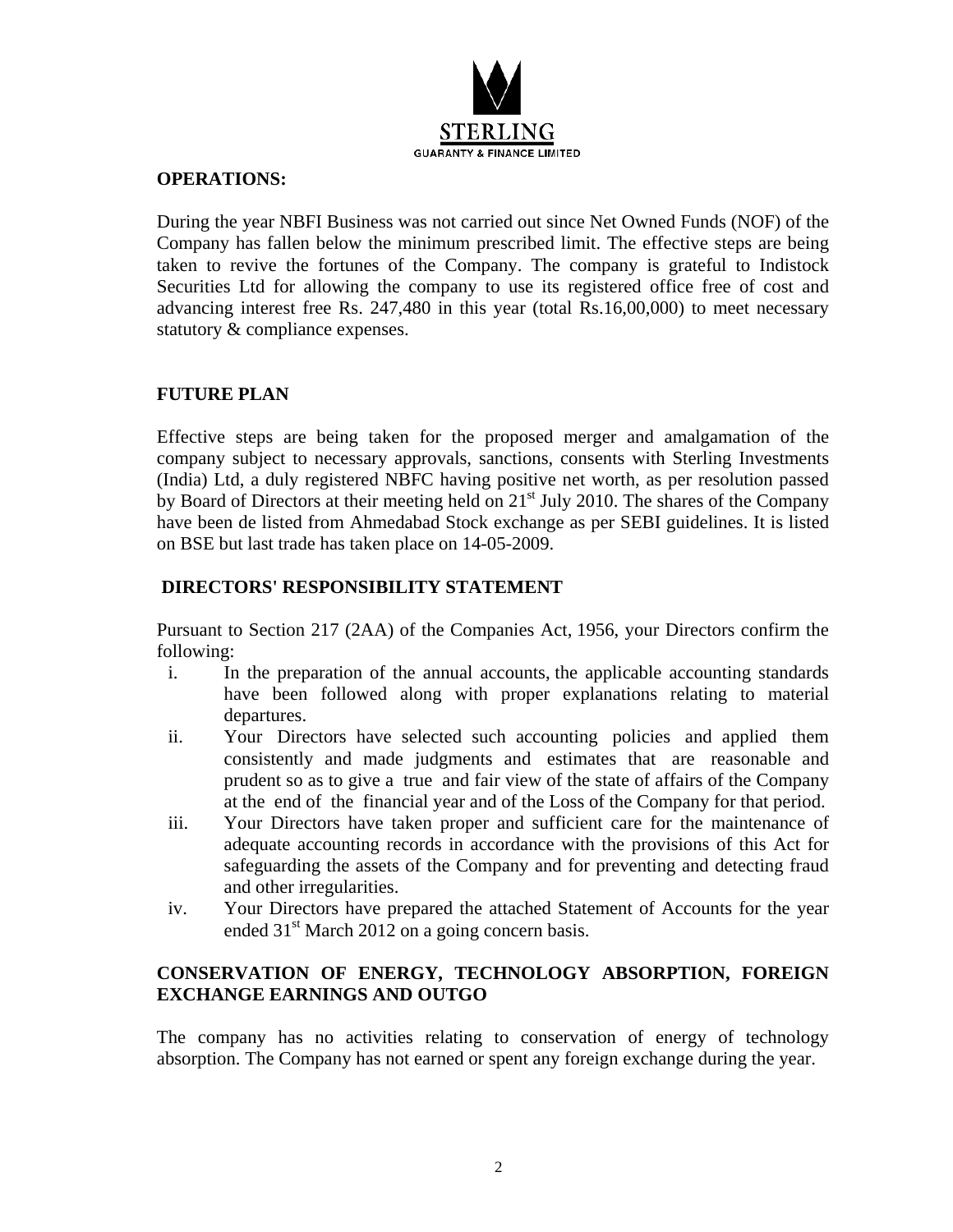**OPERATIONS:**

During the year NBFI Business was not carried out since Net Owned Funds (NOF) of the Company has fallen below the minimum prescribed limit. The effective steps are being taken to revive the fortunes of the Company. The company is grateful to Indistock Securities Ltd for allowing the company to use its registered office free of cost and advancing interest free Rs. 247,480 in this year (total Rs.16,00,000) to meet necessary statutory & compliance expenses.

**FUTURE PLAN**

Effective steps are being taken for the proposed merger and amalgamation of the company subject to necessary approvals, sanctions, consents with Sterling Investments (India) Ltd, a duly registered NBFC having positive net worth, as per resolution passed by Board of Directors at their meeting held on 21st July 2010. The shares of the Company have been de listed from Ahmedabad Stock exchange as per SEBI guidelines. It is listed on BSE but last trade has taken place on 14-05-2009.

**DIRECTORS' RESPONSIBILITY STATEMENT**

Pursuant to Section 217 (2AA) of the Companies Act, 1956, your Directors confirm the following:

i. In the preparation of the annual accounts, the applicable accounting standards have been followed along with proper explanations relating to material departures.

ii. Your Directors have selected such accounting policies and applied them consistently and made judgments and estimates that are reasonable and prudent so as to give a true and fair view of the state of affairs of the Company at the end of the financial year and of the Loss of the Company for that period.

iii. Your Directors have taken proper and sufficient care for the maintenance of adequate accounting records in accordance with the provisions of this Act for safeguarding the assets of the Company and for preventing and detecting fraud and other irregularities.

iv. Your Directors have prepared the attached Statement of Accounts for the year ended 31st March 2012 on a going concern basis.

**CONSERVATION OF ENERGY, TECHNOLOGY ABSORPTION, FOREIGN EXCHANGE EARNINGS AND OUTGO**

The company has no activities relating to conservation of energy of technology absorption. The Company has not earned or spent any foreign exchange during the year.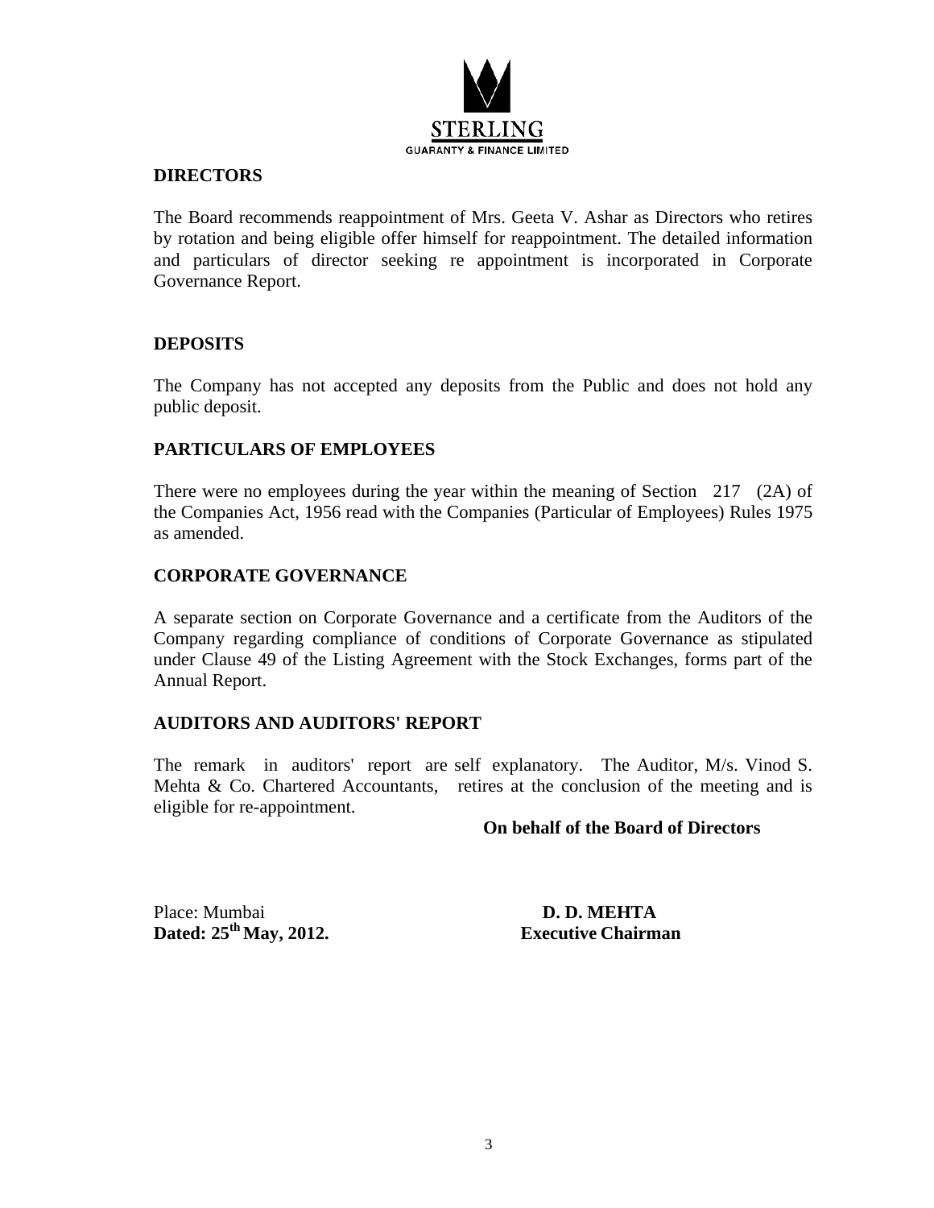## DIRECTORS

The Board recommends reappointment of Mrs. Geeta V. Ashar as Directors who retires by rotation and being eligible offer himself for reappointment. The detailed information and particulars of director seeking re appointment is incorporated in Corporate Governance Report.

## DEPOSITS

The Company has not accepted any deposits from the Public and does not hold any public deposit.

## PARTICULARS OF EMPLOYEES

There were no employees during the year within the meaning of Section 217 (2A) of the Companies Act, 1956 read with the Companies (Particular of Employees) Rules 1975 as amended.

## CORPORATE GOVERNANCE

A separate section on Corporate Governance and a certificate from the Auditors of the Company regarding compliance of conditions of Corporate Governance as stipulated under Clause 49 of the Listing Agreement with the Stock Exchanges, forms part of the Annual Report.

## AUDITORS AND AUDITORS' REPORT

The remark in auditors' report are self explanatory. The Auditor, M/s. Vinod S. Mehta & Co. Chartered Accountants, retires at the conclusion of the meeting and is eligible for re-appointment.

**On behalf of the Board of Directors**

Place: Mumbai
**Dated: 25th May, 2012.**

**D. D. MEHTA**
**Executive Chairman**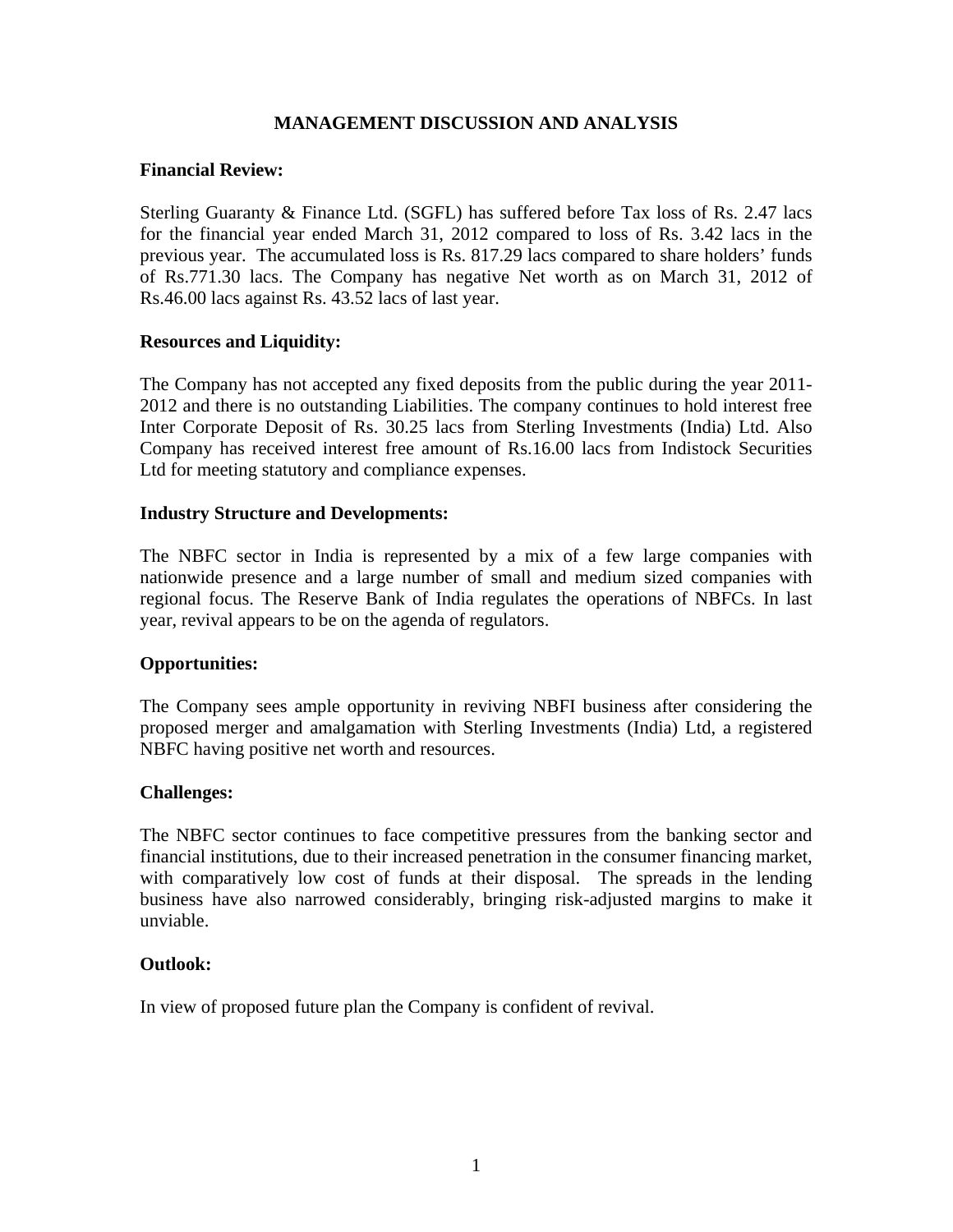# MANAGEMENT DISCUSSION AND ANALYSIS

**Financial Review:**

Sterling Guaranty & Finance Ltd. (SGFL) has suffered before Tax loss of Rs. 2.47 lacs for the financial year ended March 31, 2012 compared to loss of Rs. 3.42 lacs in the previous year. The accumulated loss is Rs. 817.29 lacs compared to share holders' funds of Rs.771.30 lacs. The Company has negative Net worth as on March 31, 2012 of Rs.46.00 lacs against Rs. 43.52 lacs of last year.

**Resources and Liquidity:**

The Company has not accepted any fixed deposits from the public during the year 2011-2012 and there is no outstanding Liabilities. The company continues to hold interest free Inter Corporate Deposit of Rs. 30.25 lacs from Sterling Investments (India) Ltd. Also Company has received interest free amount of Rs.16.00 lacs from Indistock Securities Ltd for meeting statutory and compliance expenses.

**Industry Structure and Developments:**

The NBFC sector in India is represented by a mix of a few large companies with nationwide presence and a large number of small and medium sized companies with regional focus. The Reserve Bank of India regulates the operations of NBFCs. In last year, revival appears to be on the agenda of regulators.

**Opportunities:**

The Company sees ample opportunity in reviving NBFI business after considering the proposed merger and amalgamation with Sterling Investments (India) Ltd, a registered NBFC having positive net worth and resources.

**Challenges:**

The NBFC sector continues to face competitive pressures from the banking sector and financial institutions, due to their increased penetration in the consumer financing market, with comparatively low cost of funds at their disposal. The spreads in the lending business have also narrowed considerably, bringing risk-adjusted margins to make it unviable.

**Outlook:**

In view of proposed future plan the Company is confident of revival.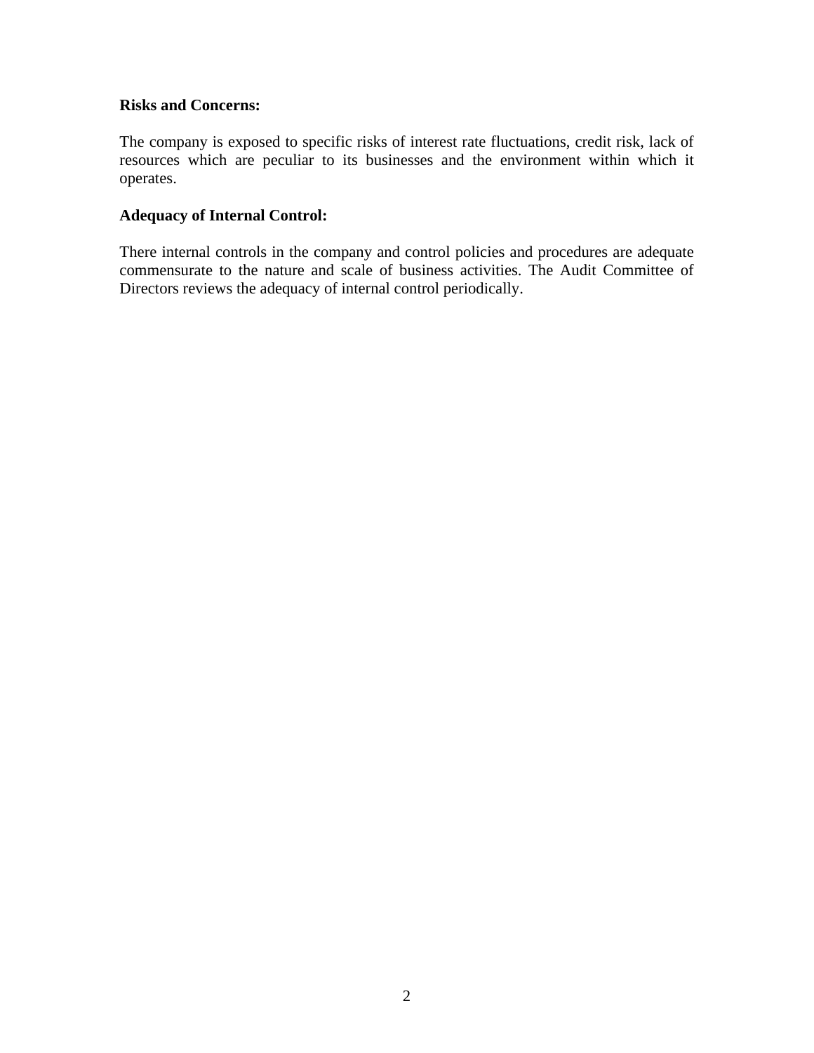**Risks and Concerns:**

The company is exposed to specific risks of interest rate fluctuations, credit risk, lack of resources which are peculiar to its businesses and the environment within which it operates.

**Adequacy of Internal Control:**

There internal controls in the company and control policies and procedures are adequate commensurate to the nature and scale of business activities. The Audit Committee of Directors reviews the adequacy of internal control periodically.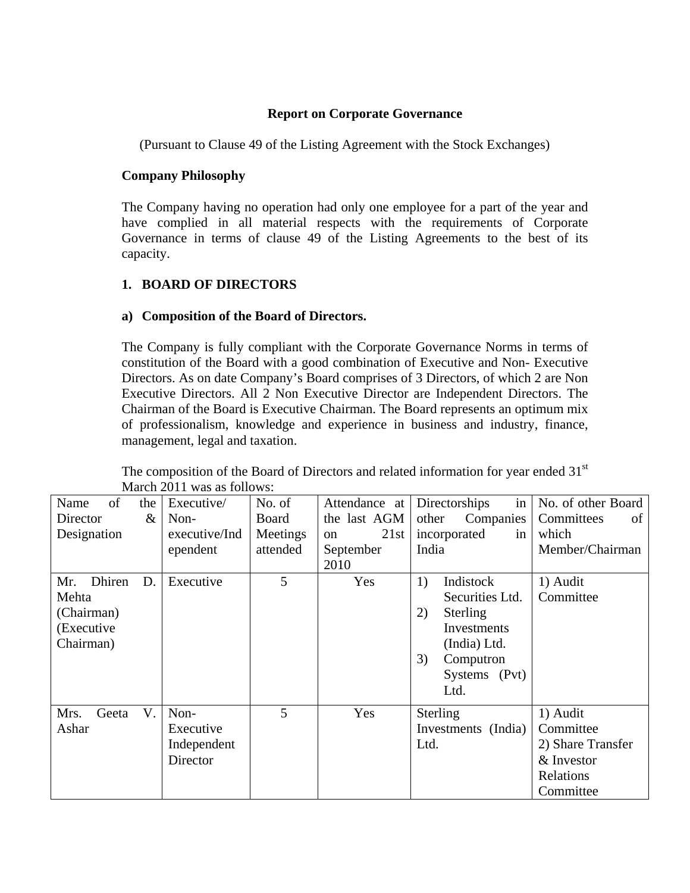**Report on Corporate Governance**

(Pursuant to Clause 49 of the Listing Agreement with the Stock Exchanges)

**Company Philosophy**

The Company having no operation had only one employee for a part of the year and have complied in all material respects with the requirements of Corporate Governance in terms of clause 49 of the Listing Agreements to the best of its capacity.

**1. BOARD OF DIRECTORS**

**a) Composition of the Board of Directors.**

The Company is fully compliant with the Corporate Governance Norms in terms of constitution of the Board with a good combination of Executive and Non- Executive Directors. As on date Company's Board comprises of 3 Directors, of which 2 are Non Executive Directors. All 2 Non Executive Director are Independent Directors. The Chairman of the Board is Executive Chairman. The Board represents an optimum mix of professionalism, knowledge and experience in business and industry, finance, management, legal and taxation.

The composition of the Board of Directors and related information for year ended 31st March 2011 was as follows:

| Name of the Director & Designation | Executive/ Non-executive/Independent | No. of Board Meetings attended | Attendance at the last AGM on 21st September 2010 | Directorships in other Companies incorporated in India | No. of other Board Committees of which Member/Chairman |
|---|---|---|---|---|---|
| Mr. Dhiren D. Mehta (Chairman) (Executive Chairman) | Executive | 5 | Yes | 1) Indistock Securities Ltd.<br>2) Sterling Investments (India) Ltd.<br>3) Computron Systems (Pvt) Ltd. | 1) Audit Committee |
| Mrs. Geeta V. Ashar | Non-Executive Independent Director | 5 | Yes | Sterling Investments (India) Ltd. | 1) Audit Committee<br>2) Share Transfer & Investor Relations Committee |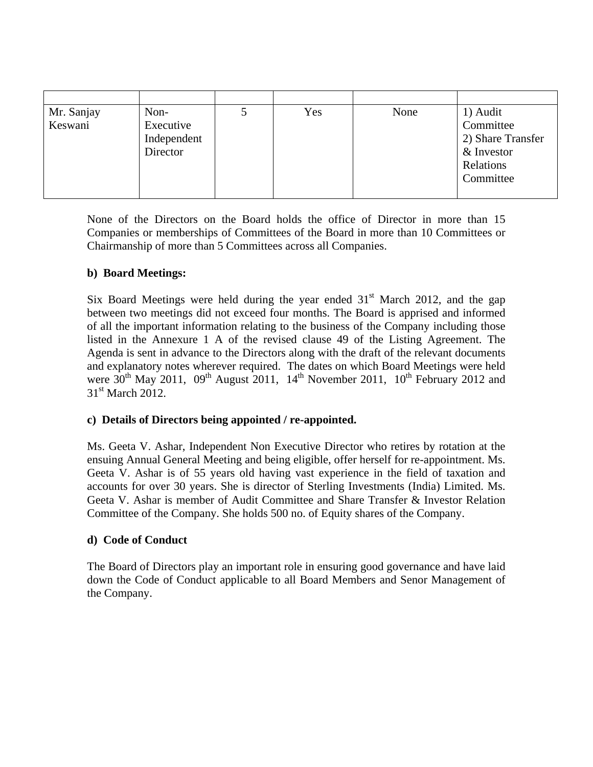| | | | | | |
|---|---|---|---|---|---|
| Mr. Sanjay Keswani | Non-Executive Independent Director | 5 | Yes | None | 1) Audit Committee 2) Share Transfer & Investor Relations Committee |

None of the Directors on the Board holds the office of Director in more than 15 Companies or memberships of Committees of the Board in more than 10 Committees or Chairmanship of more than 5 Committees across all Companies.

**b) Board Meetings:**

Six Board Meetings were held during the year ended 31st March 2012, and the gap between two meetings did not exceed four months. The Board is apprised and informed of all the important information relating to the business of the Company including those listed in the Annexure 1 A of the revised clause 49 of the Listing Agreement. The Agenda is sent in advance to the Directors along with the draft of the relevant documents and explanatory notes wherever required. The dates on which Board Meetings were held were 30th May 2011, 09th August 2011, 14th November 2011, 10th February 2012 and 31st March 2012.

**c) Details of Directors being appointed / re-appointed.**

Ms. Geeta V. Ashar, Independent Non Executive Director who retires by rotation at the ensuing Annual General Meeting and being eligible, offer herself for re-appointment. Ms. Geeta V. Ashar is of 55 years old having vast experience in the field of taxation and accounts for over 30 years. She is director of Sterling Investments (India) Limited. Ms. Geeta V. Ashar is member of Audit Committee and Share Transfer & Investor Relation Committee of the Company. She holds 500 no. of Equity shares of the Company.

**d) Code of Conduct**

The Board of Directors play an important role in ensuring good governance and have laid down the Code of Conduct applicable to all Board Members and Senor Management of the Company.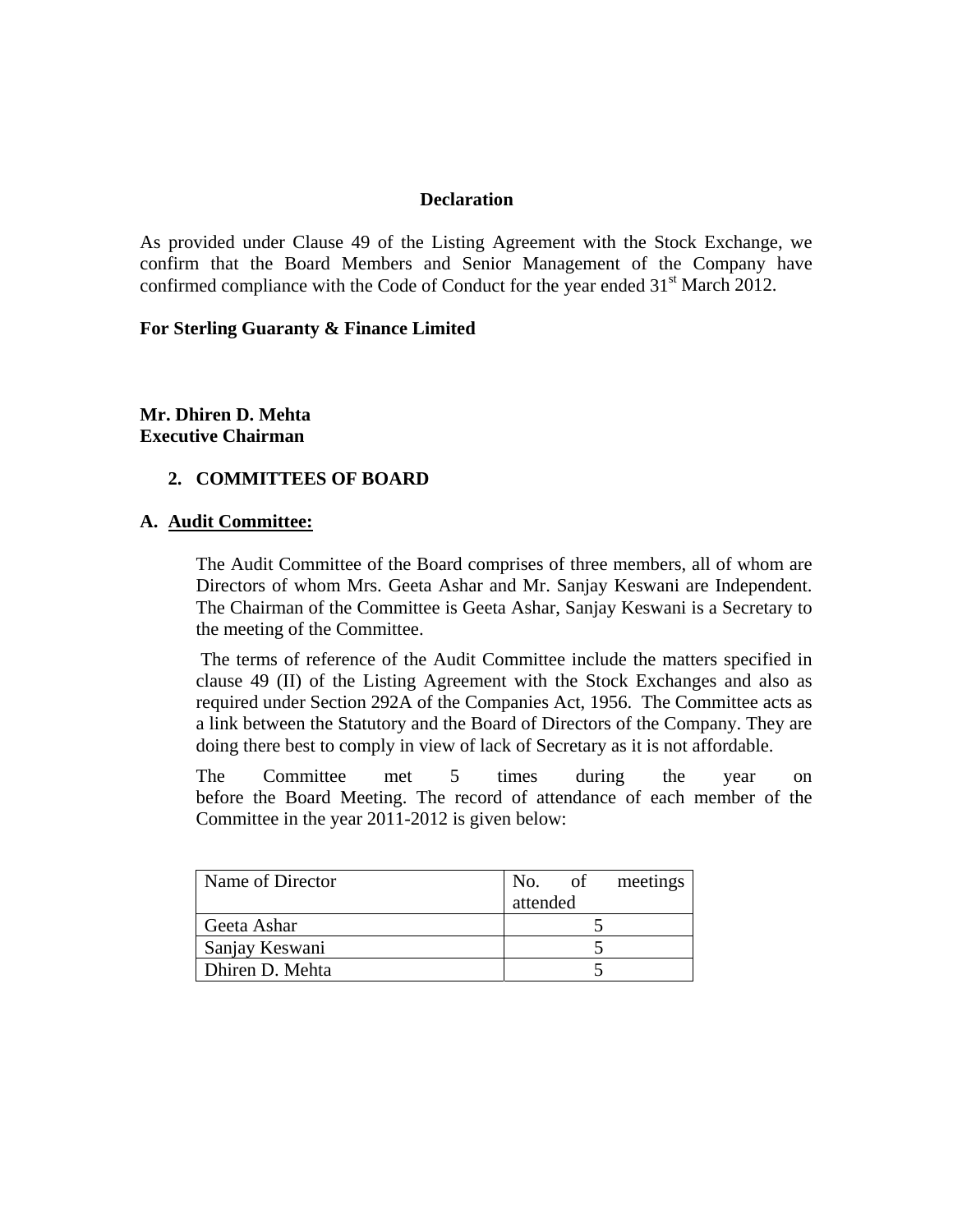**Declaration**

As provided under Clause 49 of the Listing Agreement with the Stock Exchange, we confirm that the Board Members and Senior Management of the Company have confirmed compliance with the Code of Conduct for the year ended 31st March 2012.

**For Sterling Guaranty & Finance Limited**

**Mr. Dhiren D. Mehta**
**Executive Chairman**

## 2. COMMITTEES OF BOARD

### A. Audit Committee:

The Audit Committee of the Board comprises of three members, all of whom are Directors of whom Mrs. Geeta Ashar and Mr. Sanjay Keswani are Independent. The Chairman of the Committee is Geeta Ashar, Sanjay Keswani is a Secretary to the meeting of the Committee.

The terms of reference of the Audit Committee include the matters specified in clause 49 (II) of the Listing Agreement with the Stock Exchanges and also as required under Section 292A of the Companies Act, 1956. The Committee acts as a link between the Statutory and the Board of Directors of the Company. They are doing there best to comply in view of lack of Secretary as it is not affordable.

The Committee met 5 times during the year on before the Board Meeting. The record of attendance of each member of the Committee in the year 2011-2012 is given below:

| Name of Director | No. of meetings attended |
|---|---|
| Geeta Ashar | 5 |
| Sanjay Keswani | 5 |
| Dhiren D. Mehta | 5 |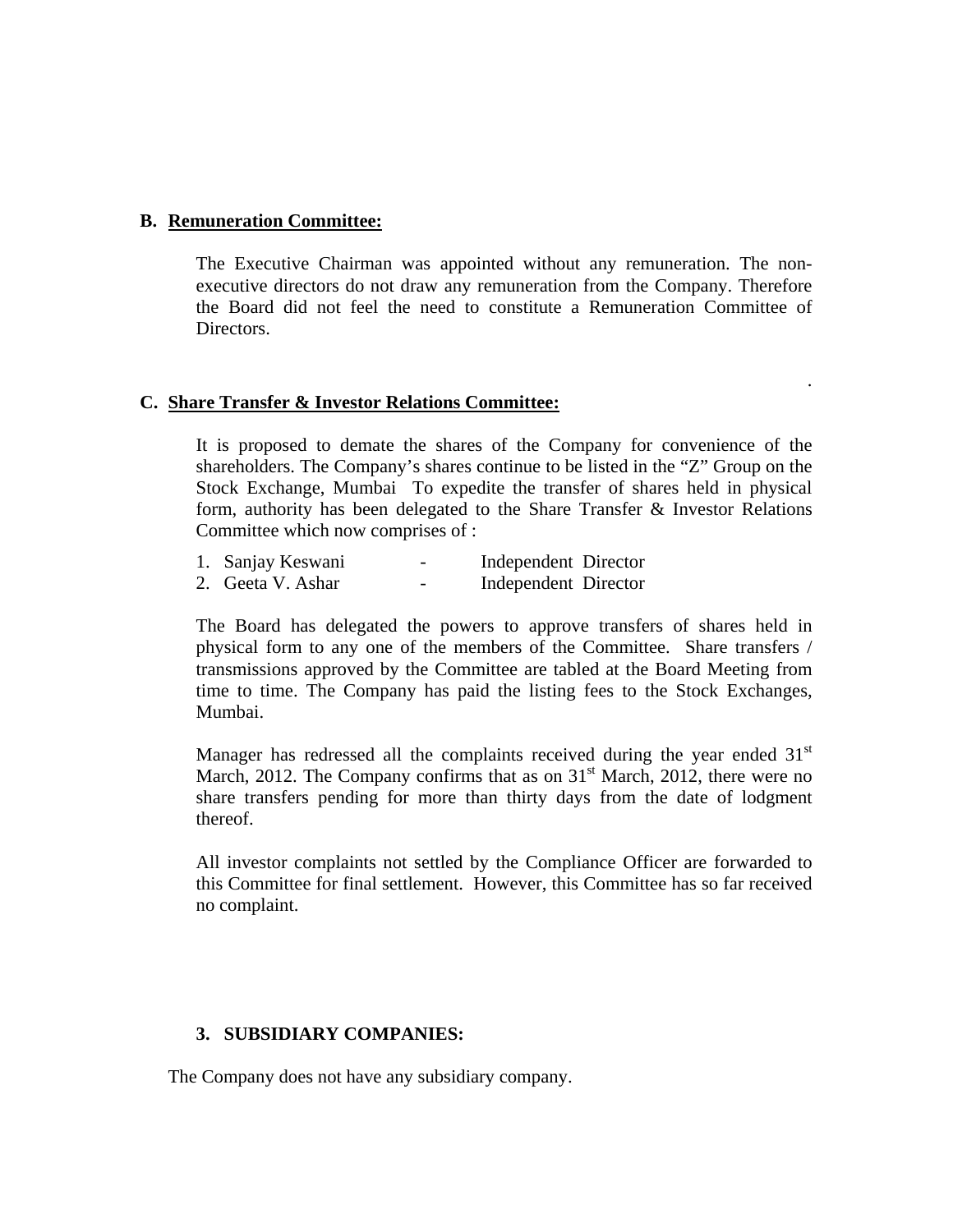**B. Remuneration Committee:**

The Executive Chairman was appointed without any remuneration. The non-executive directors do not draw any remuneration from the Company. Therefore the Board did not feel the need to constitute a Remuneration Committee of Directors.

**C. Share Transfer & Investor Relations Committee:**

It is proposed to demate the shares of the Company for convenience of the shareholders. The Company's shares continue to be listed in the "Z" Group on the Stock Exchange, Mumbai To expedite the transfer of shares held in physical form, authority has been delegated to the Share Transfer & Investor Relations Committee which now comprises of :

1. Sanjay Keswani - Independent Director
2. Geeta V. Ashar - Independent Director

The Board has delegated the powers to approve transfers of shares held in physical form to any one of the members of the Committee. Share transfers / transmissions approved by the Committee are tabled at the Board Meeting from time to time. The Company has paid the listing fees to the Stock Exchanges, Mumbai.

Manager has redressed all the complaints received during the year ended 31st March, 2012. The Company confirms that as on 31st March, 2012, there were no share transfers pending for more than thirty days from the date of lodgment thereof.

All investor complaints not settled by the Compliance Officer are forwarded to this Committee for final settlement. However, this Committee has so far received no complaint.

**3. SUBSIDIARY COMPANIES:**

The Company does not have any subsidiary company.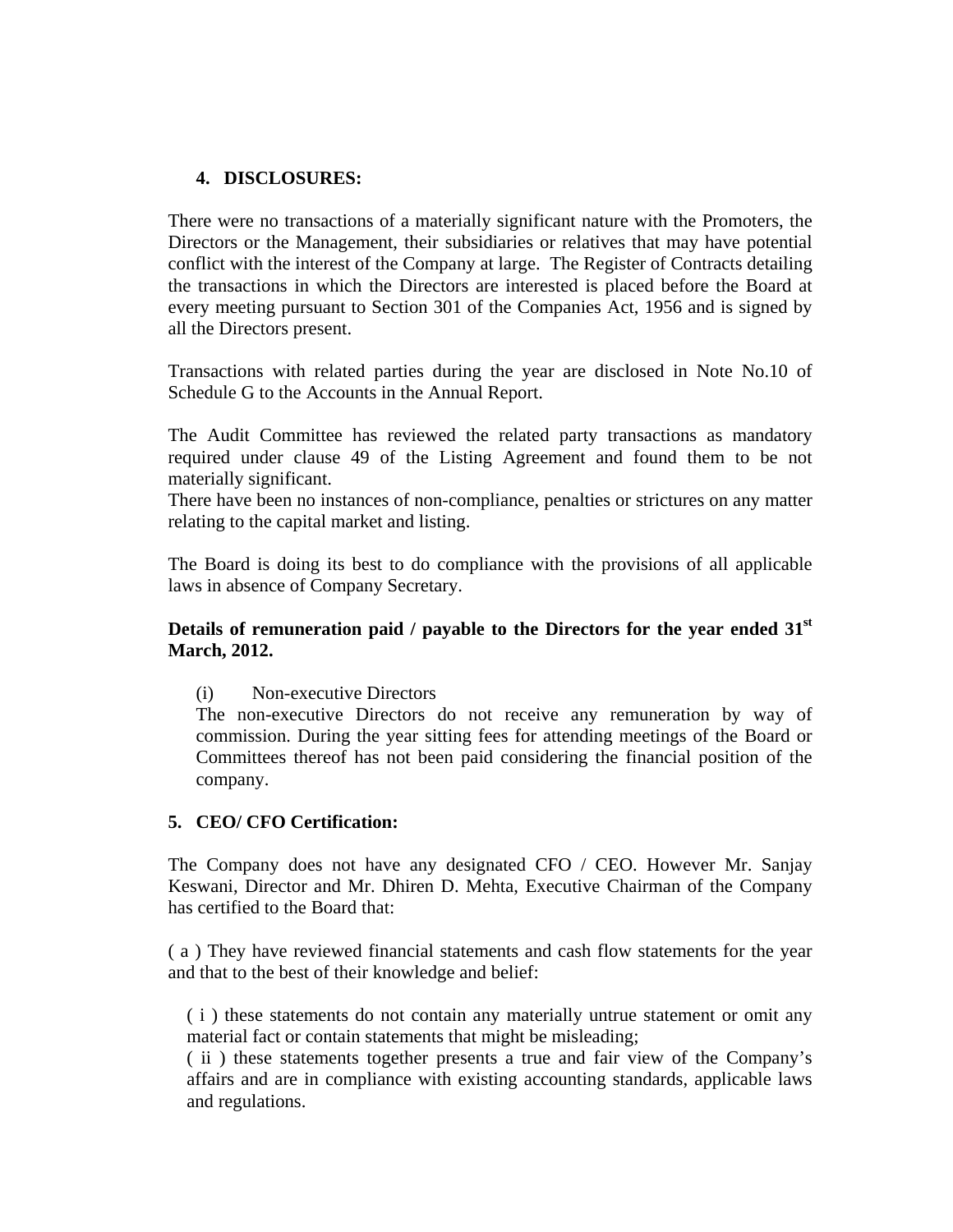## 4. DISCLOSURES:

There were no transactions of a materially significant nature with the Promoters, the Directors or the Management, their subsidiaries or relatives that may have potential conflict with the interest of the Company at large. The Register of Contracts detailing the transactions in which the Directors are interested is placed before the Board at every meeting pursuant to Section 301 of the Companies Act, 1956 and is signed by all the Directors present.

Transactions with related parties during the year are disclosed in Note No.10 of Schedule G to the Accounts in the Annual Report.

The Audit Committee has reviewed the related party transactions as mandatory required under clause 49 of the Listing Agreement and found them to be not materially significant.
There have been no instances of non-compliance, penalties or strictures on any matter relating to the capital market and listing.

The Board is doing its best to do compliance with the provisions of all applicable laws in absence of Company Secretary.

**Details of remuneration paid / payable to the Directors for the year ended 31st March, 2012.**

(i) Non-executive Directors
The non-executive Directors do not receive any remuneration by way of commission. During the year sitting fees for attending meetings of the Board or Committees thereof has not been paid considering the financial position of the company.

## 5. CEO/ CFO Certification:

The Company does not have any designated CFO / CEO. However Mr. Sanjay Keswani, Director and Mr. Dhiren D. Mehta, Executive Chairman of the Company has certified to the Board that:

( a ) They have reviewed financial statements and cash flow statements for the year and that to the best of their knowledge and belief:

( i ) these statements do not contain any materially untrue statement or omit any material fact or contain statements that might be misleading;
( ii ) these statements together presents a true and fair view of the Company's affairs and are in compliance with existing accounting standards, applicable laws and regulations.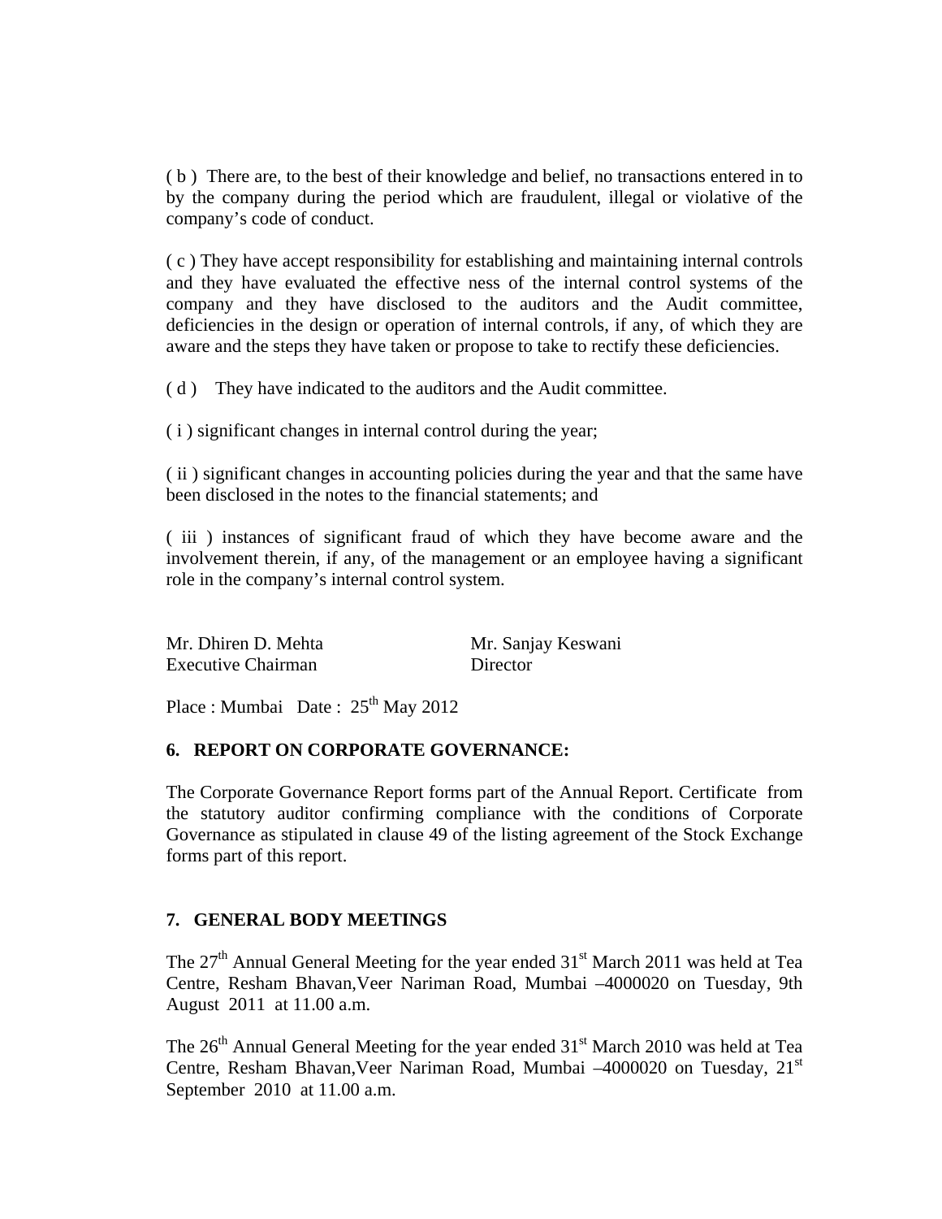( b ) There are, to the best of their knowledge and belief, no transactions entered in to by the company during the period which are fraudulent, illegal or violative of the company's code of conduct.

( c ) They have accept responsibility for establishing and maintaining internal controls and they have evaluated the effective ness of the internal control systems of the company and they have disclosed to the auditors and the Audit committee, deficiencies in the design or operation of internal controls, if any, of which they are aware and the steps they have taken or propose to take to rectify these deficiencies.

( d ) They have indicated to the auditors and the Audit committee.

( i ) significant changes in internal control during the year;

( ii ) significant changes in accounting policies during the year and that the same have been disclosed in the notes to the financial statements; and

( iii ) instances of significant fraud of which they have become aware and the involvement therein, if any, of the management or an employee having a significant role in the company's internal control system.

| Mr. Dhiren D. Mehta | Mr. Sanjay Keswani |
|---|---|
| Executive Chairman | Director |

Place : Mumbai Date : 25th May 2012

## 6. REPORT ON CORPORATE GOVERNANCE:

The Corporate Governance Report forms part of the Annual Report. Certificate from the statutory auditor confirming compliance with the conditions of Corporate Governance as stipulated in clause 49 of the listing agreement of the Stock Exchange forms part of this report.

## 7. GENERAL BODY MEETINGS

The 27th Annual General Meeting for the year ended 31st March 2011 was held at Tea Centre, Resham Bhavan,Veer Nariman Road, Mumbai –4000020 on Tuesday, 9th August 2011 at 11.00 a.m.

The 26th Annual General Meeting for the year ended 31st March 2010 was held at Tea Centre, Resham Bhavan,Veer Nariman Road, Mumbai –4000020 on Tuesday, 21st September 2010 at 11.00 a.m.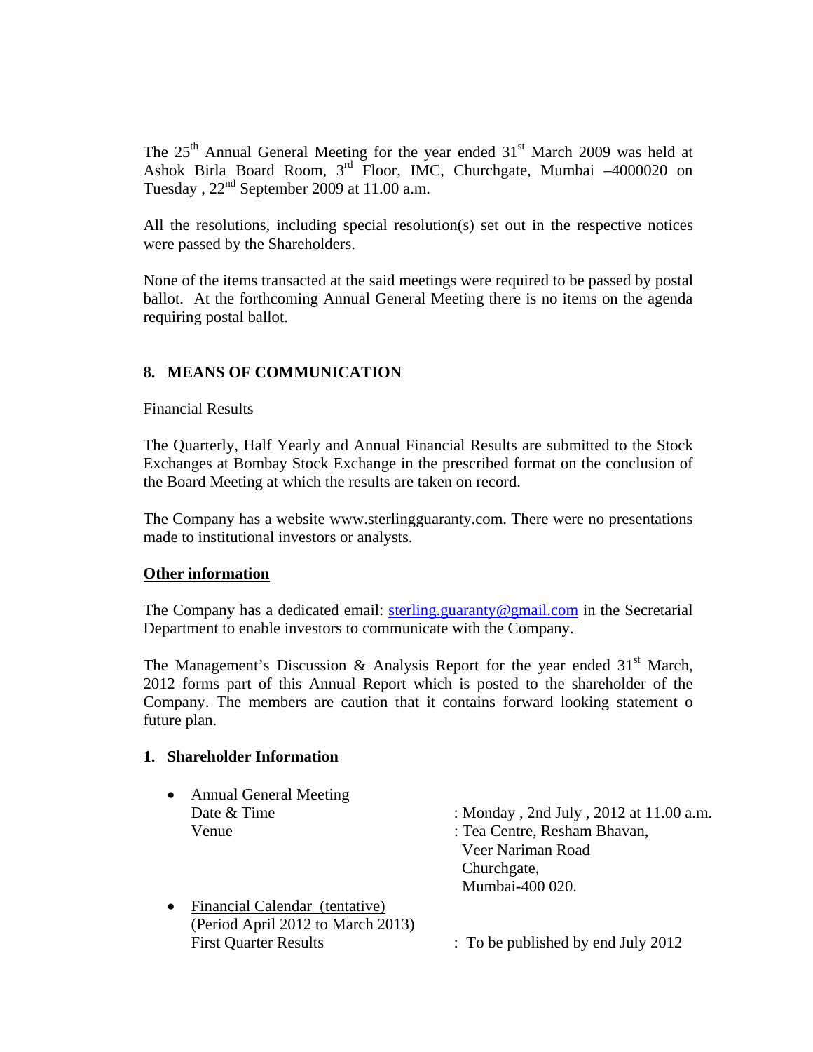The 25th Annual General Meeting for the year ended 31st March 2009 was held at Ashok Birla Board Room, 3rd Floor, IMC, Churchgate, Mumbai –4000020 on Tuesday , 22nd September 2009 at 11.00 a.m.

All the resolutions, including special resolution(s) set out in the respective notices were passed by the Shareholders.

None of the items transacted at the said meetings were required to be passed by postal ballot. At the forthcoming Annual General Meeting there is no items on the agenda requiring postal ballot.

## 8. MEANS OF COMMUNICATION

Financial Results

The Quarterly, Half Yearly and Annual Financial Results are submitted to the Stock Exchanges at Bombay Stock Exchange in the prescribed format on the conclusion of the Board Meeting at which the results are taken on record.

The Company has a website www.sterlingguaranty.com. There were no presentations made to institutional investors or analysts.

**Other information**

The Company has a dedicated email: sterling.guaranty@gmail.com in the Secretarial Department to enable investors to communicate with the Company.

The Management's Discussion & Analysis Report for the year ended 31st March, 2012 forms part of this Annual Report which is posted to the shareholder of the Company. The members are caution that it contains forward looking statement o future plan.

## 1. Shareholder Information

- Annual General Meeting
  Date & Time : Monday , 2nd July , 2012 at 11.00 a.m.
  Venue : Tea Centre, Resham Bhavan, Veer Nariman Road Churchgate, Mumbai-400 020.
- Financial Calendar (tentative)
  (Period April 2012 to March 2013)
  First Quarter Results : To be published by end July 2012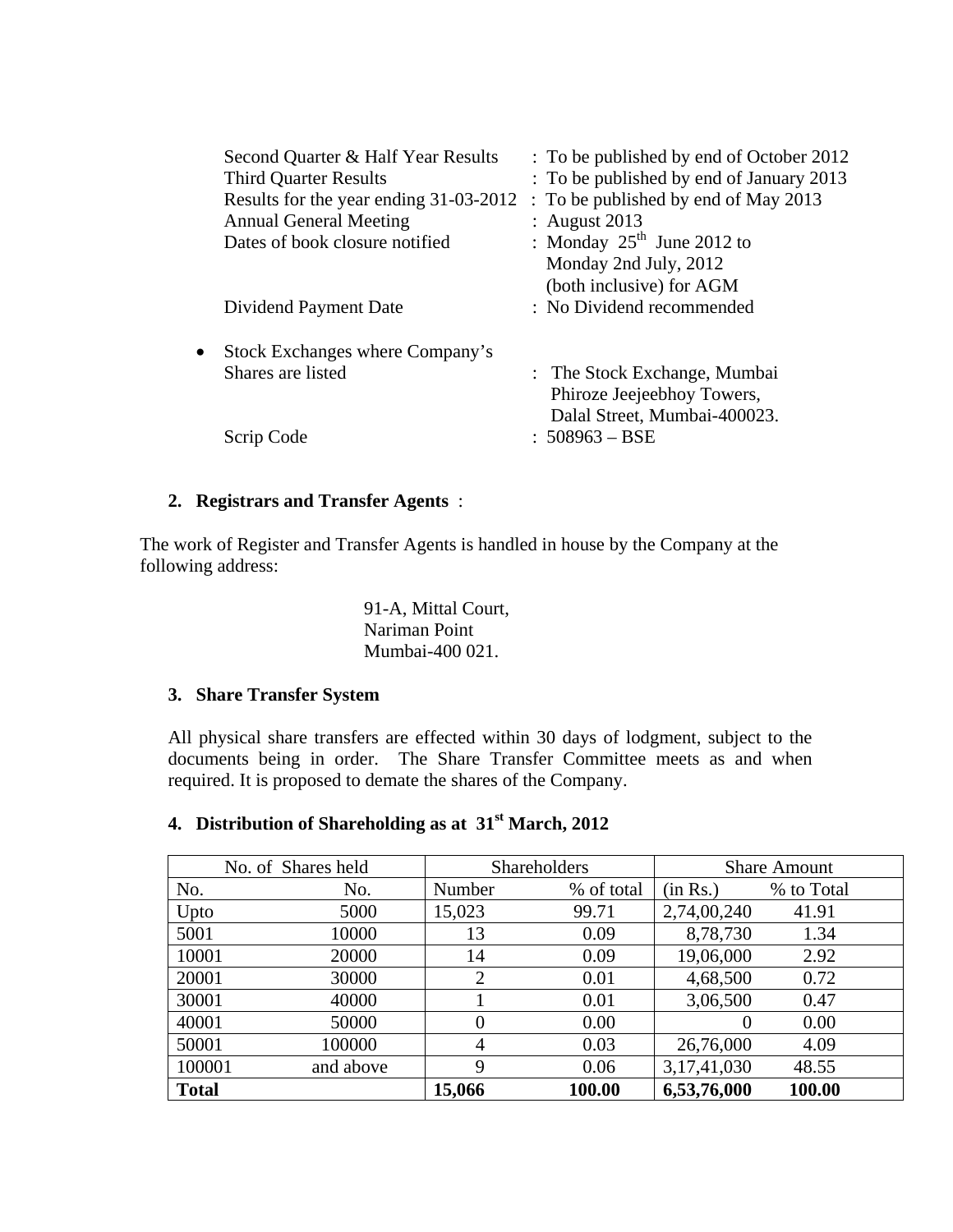| | |
|---|---|
| Second Quarter & Half Year Results | : To be published by end of October 2012 |
| Third Quarter Results | : To be published by end of January 2013 |
| Results for the year ending 31-03-2012 | : To be published by end of May 2013 |
| Annual General Meeting | : August 2013 |
| Dates of book closure notified | : Monday 25th June 2012 to Monday 2nd July, 2012 (both inclusive) for AGM |
| Dividend Payment Date | : No Dividend recommended |

- Stock Exchanges where Company's Shares are listed : The Stock Exchange, Mumbai
  Phiroze Jeejeebhoy Towers,
  Dalal Street, Mumbai-400023.

  Scrip Code : 508963 – BSE

**2. Registrars and Transfer Agents** :

The work of Register and Transfer Agents is handled in house by the Company at the following address:

91-A, Mittal Court,
Nariman Point
Mumbai-400 021.

**3. Share Transfer System**

All physical share transfers are effected within 30 days of lodgment, subject to the documents being in order. The Share Transfer Committee meets as and when required. It is proposed to demate the shares of the Company.

**4. Distribution of Shareholding as at 31st March, 2012**

| No. of Shares held | | Shareholders | | Share Amount | |
|---|---|---|---|---|---|
| No. | No. | Number | % of total | (in Rs.) | % to Total |
| Upto | 5000 | 15,023 | 99.71 | 2,74,00,240 | 41.91 |
| 5001 | 10000 | 13 | 0.09 | 8,78,730 | 1.34 |
| 10001 | 20000 | 14 | 0.09 | 19,06,000 | 2.92 |
| 20001 | 30000 | 2 | 0.01 | 4,68,500 | 0.72 |
| 30001 | 40000 | 1 | 0.01 | 3,06,500 | 0.47 |
| 40001 | 50000 | 0 | 0.00 | 0 | 0.00 |
| 50001 | 100000 | 4 | 0.03 | 26,76,000 | 4.09 |
| 100001 | and above | 9 | 0.06 | 3,17,41,030 | 48.55 |
| **Total** | | **15,066** | **100.00** | **6,53,76,000** | **100.00** |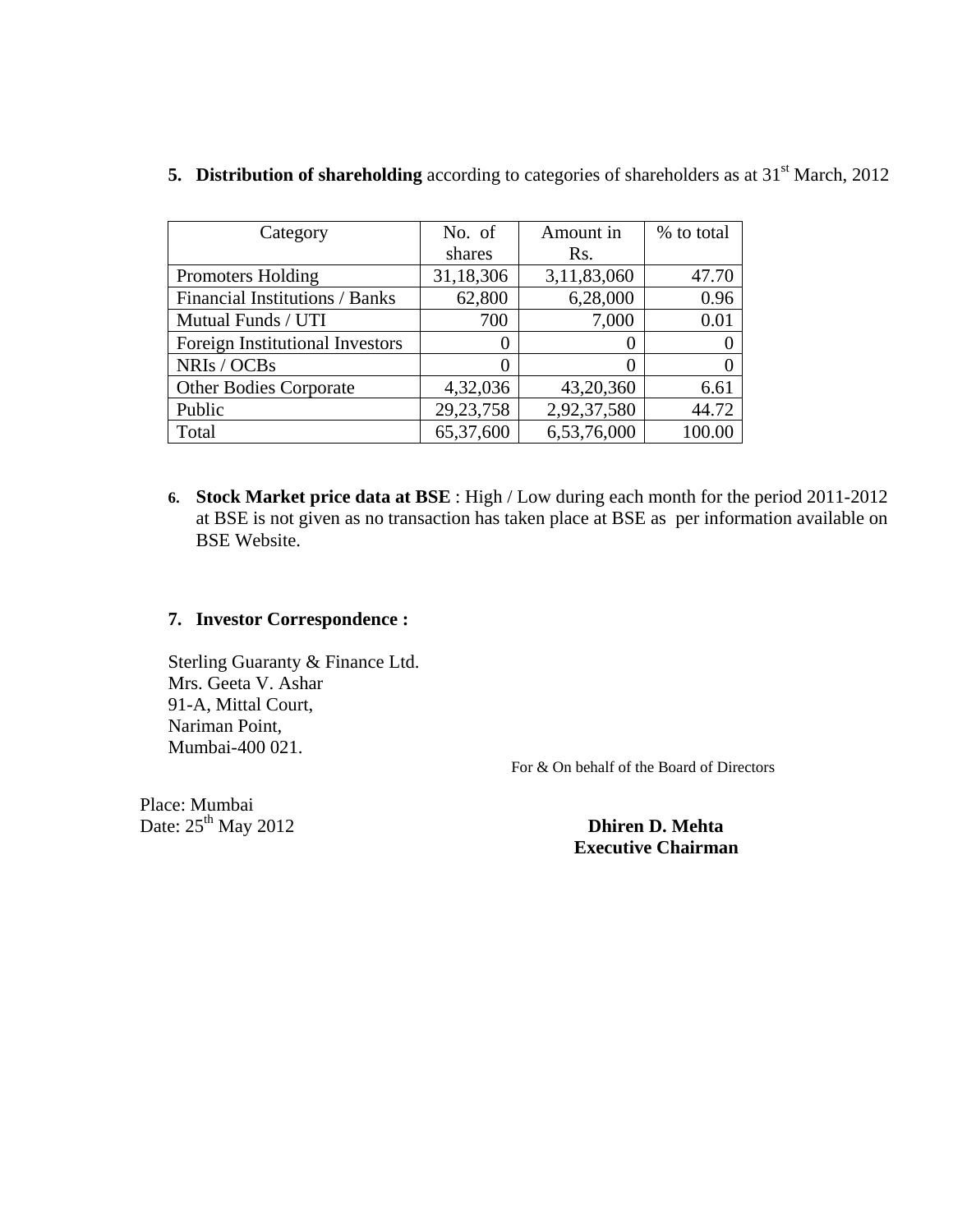5. **Distribution of shareholding** according to categories of shareholders as at 31st March, 2012

| Category | No. of shares | Amount in Rs. | % to total |
|---|---|---|---|
| Promoters Holding | 31,18,306 | 3,11,83,060 | 47.70 |
| Financial Institutions / Banks | 62,800 | 6,28,000 | 0.96 |
| Mutual Funds / UTI | 700 | 7,000 | 0.01 |
| Foreign Institutional Investors | 0 | 0 | 0 |
| NRIs / OCBs | 0 | 0 | 0 |
| Other Bodies Corporate | 4,32,036 | 43,20,360 | 6.61 |
| Public | 29,23,758 | 2,92,37,580 | 44.72 |
| Total | 65,37,600 | 6,53,76,000 | 100.00 |

6. **Stock Market price data at BSE** : High / Low during each month for the period 2011-2012 at BSE is not given as no transaction has taken place at BSE as per information available on BSE Website.

7. **Investor Correspondence :**

Sterling Guaranty & Finance Ltd.
Mrs. Geeta V. Ashar
91-A, Mittal Court,
Nariman Point,
Mumbai-400 021.

For & On behalf of the Board of Directors

Place: Mumbai
Date: 25th May 2012

**Dhiren D. Mehta**
**Executive Chairman**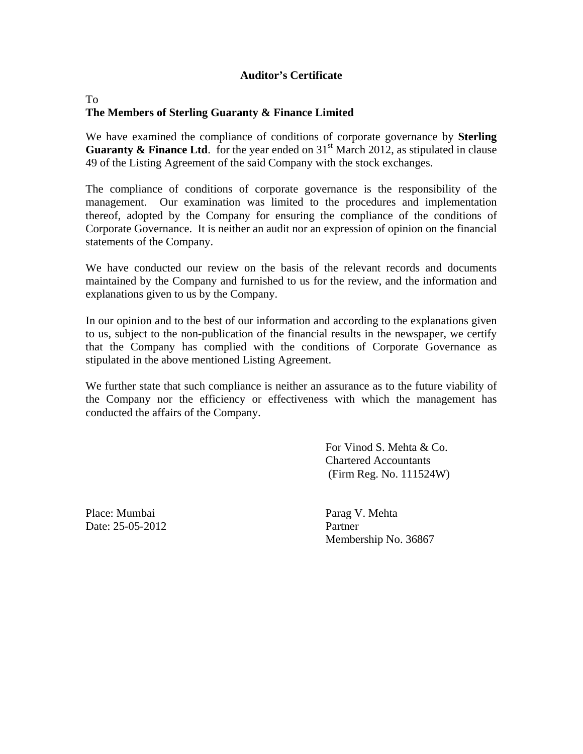## Auditor's Certificate

To
**The Members of Sterling Guaranty & Finance Limited**

We have examined the compliance of conditions of corporate governance by **Sterling Guaranty & Finance Ltd**. for the year ended on 31st March 2012, as stipulated in clause 49 of the Listing Agreement of the said Company with the stock exchanges.

The compliance of conditions of corporate governance is the responsibility of the management. Our examination was limited to the procedures and implementation thereof, adopted by the Company for ensuring the compliance of the conditions of Corporate Governance. It is neither an audit nor an expression of opinion on the financial statements of the Company.

We have conducted our review on the basis of the relevant records and documents maintained by the Company and furnished to us for the review, and the information and explanations given to us by the Company.

In our opinion and to the best of our information and according to the explanations given to us, subject to the non-publication of the financial results in the newspaper, we certify that the Company has complied with the conditions of Corporate Governance as stipulated in the above mentioned Listing Agreement.

We further state that such compliance is neither an assurance as to the future viability of the Company nor the efficiency or effectiveness with which the management has conducted the affairs of the Company.

For Vinod S. Mehta & Co.
Chartered Accountants
(Firm Reg. No. 111524W)

Place: Mumbai
Date: 25-05-2012

Parag V. Mehta
Partner
Membership No. 36867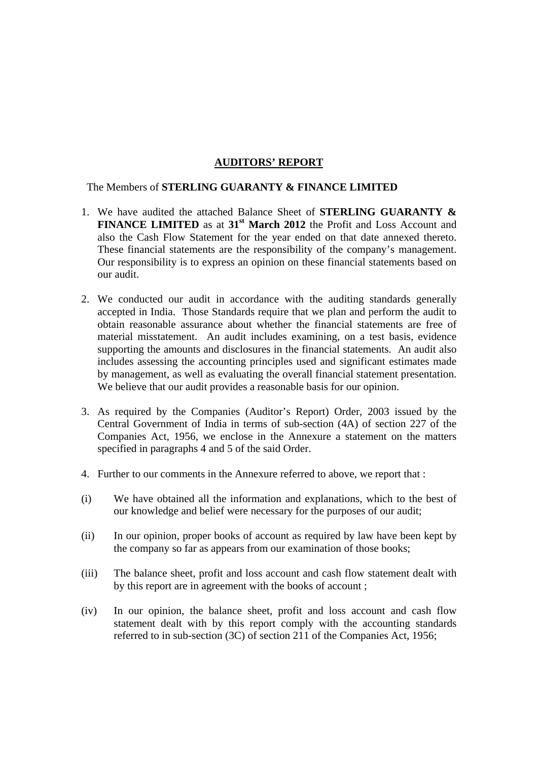# AUDITORS' REPORT

The Members of **STERLING GUARANTY & FINANCE LIMITED**

1. We have audited the attached Balance Sheet of **STERLING GUARANTY & FINANCE LIMITED** as at **31st March 2012** the Profit and Loss Account and also the Cash Flow Statement for the year ended on that date annexed thereto. These financial statements are the responsibility of the company's management. Our responsibility is to express an opinion on these financial statements based on our audit.

2. We conducted our audit in accordance with the auditing standards generally accepted in India. Those Standards require that we plan and perform the audit to obtain reasonable assurance about whether the financial statements are free of material misstatement. An audit includes examining, on a test basis, evidence supporting the amounts and disclosures in the financial statements. An audit also includes assessing the accounting principles used and significant estimates made by management, as well as evaluating the overall financial statement presentation. We believe that our audit provides a reasonable basis for our opinion.

3. As required by the Companies (Auditor's Report) Order, 2003 issued by the Central Government of India in terms of sub-section (4A) of section 227 of the Companies Act, 1956, we enclose in the Annexure a statement on the matters specified in paragraphs 4 and 5 of the said Order.

4. Further to our comments in the Annexure referred to above, we report that :

(i) We have obtained all the information and explanations, which to the best of our knowledge and belief were necessary for the purposes of our audit;

(ii) In our opinion, proper books of account as required by law have been kept by the company so far as appears from our examination of those books;

(iii) The balance sheet, profit and loss account and cash flow statement dealt with by this report are in agreement with the books of account ;

(iv) In our opinion, the balance sheet, profit and loss account and cash flow statement dealt with by this report comply with the accounting standards referred to in sub-section (3C) of section 211 of the Companies Act, 1956;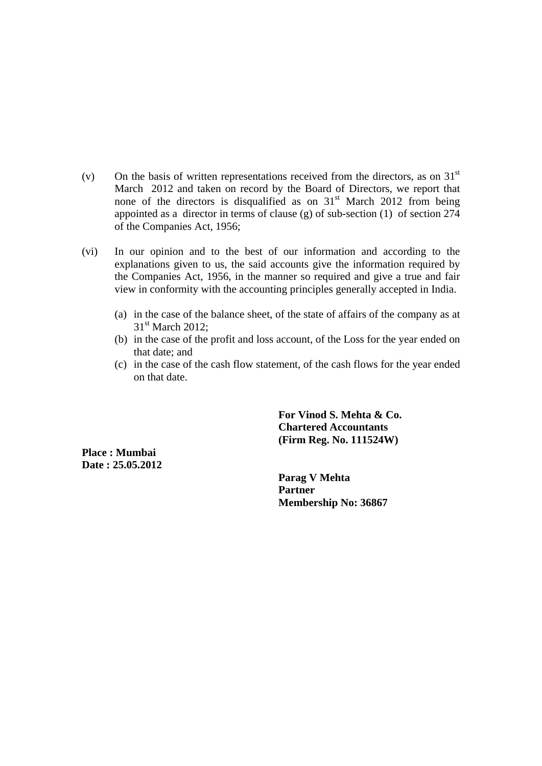(v) On the basis of written representations received from the directors, as on 31st March 2012 and taken on record by the Board of Directors, we report that none of the directors is disqualified as on 31st March 2012 from being appointed as a director in terms of clause (g) of sub-section (1) of section 274 of the Companies Act, 1956;

(vi) In our opinion and to the best of our information and according to the explanations given to us, the said accounts give the information required by the Companies Act, 1956, in the manner so required and give a true and fair view in conformity with the accounting principles generally accepted in India.

   (a) in the case of the balance sheet, of the state of affairs of the company as at 31st March 2012;
   (b) in the case of the profit and loss account, of the Loss for the year ended on that date; and
   (c) in the case of the cash flow statement, of the cash flows for the year ended on that date.

**For Vinod S. Mehta & Co.**
**Chartered Accountants**
**(Firm Reg. No. 111524W)**

**Place : Mumbai**
**Date : 25.05.2012**

**Parag V Mehta**
**Partner**
**Membership No: 36867**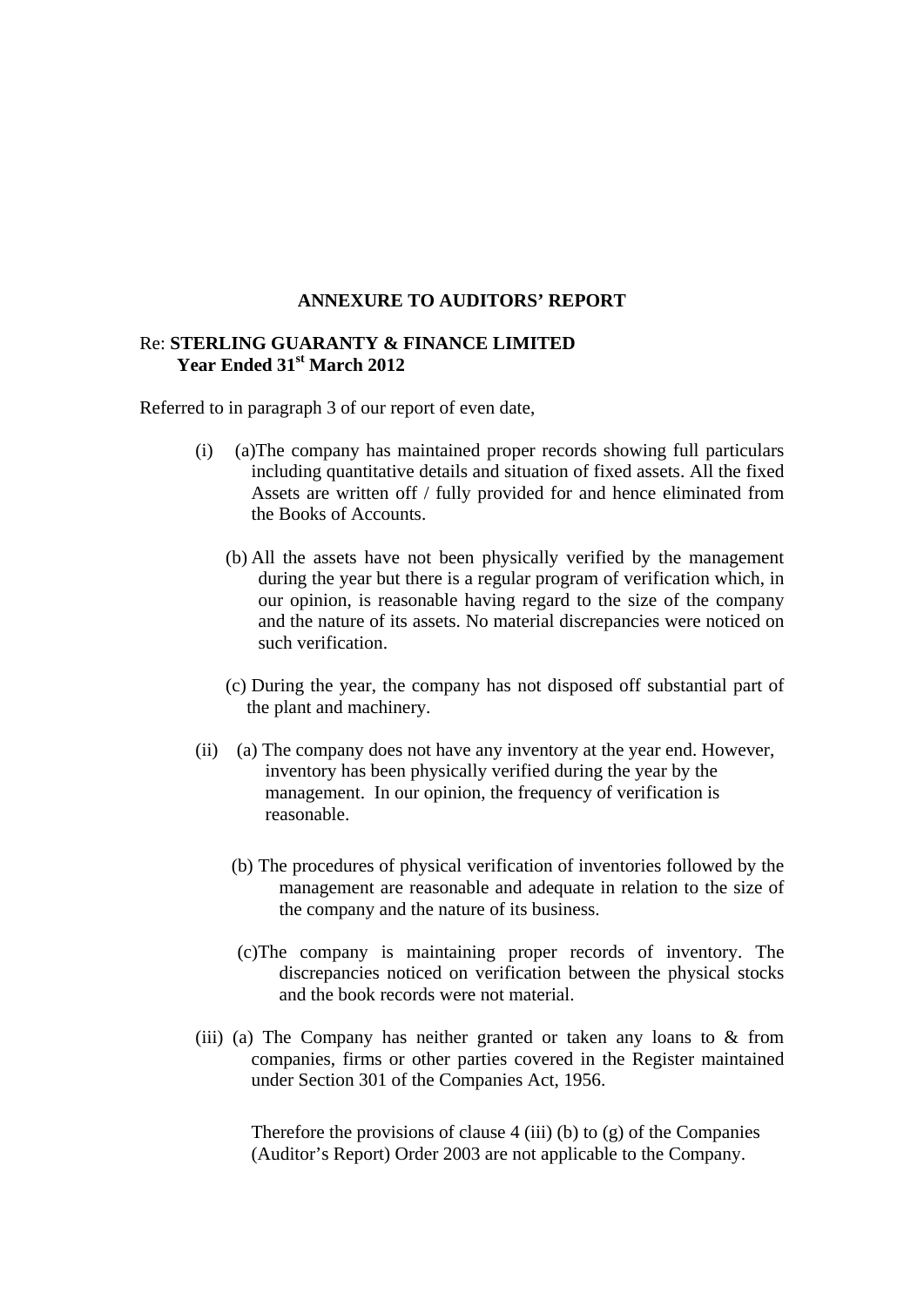## ANNEXURE TO AUDITORS' REPORT

Re: **STERLING GUARANTY & FINANCE LIMITED**
**Year Ended 31st March 2012**

Referred to in paragraph 3 of our report of even date,

(i) (a)The company has maintained proper records showing full particulars including quantitative details and situation of fixed assets. All the fixed Assets are written off / fully provided for and hence eliminated from the Books of Accounts.

(b) All the assets have not been physically verified by the management during the year but there is a regular program of verification which, in our opinion, is reasonable having regard to the size of the company and the nature of its assets. No material discrepancies were noticed on such verification.

(c) During the year, the company has not disposed off substantial part of the plant and machinery.

(ii) (a) The company does not have any inventory at the year end. However, inventory has been physically verified during the year by the management. In our opinion, the frequency of verification is reasonable.

(b) The procedures of physical verification of inventories followed by the management are reasonable and adequate in relation to the size of the company and the nature of its business.

(c)The company is maintaining proper records of inventory. The discrepancies noticed on verification between the physical stocks and the book records were not material.

(iii) (a) The Company has neither granted or taken any loans to & from companies, firms or other parties covered in the Register maintained under Section 301 of the Companies Act, 1956.

Therefore the provisions of clause 4 (iii) (b) to (g) of the Companies (Auditor's Report) Order 2003 are not applicable to the Company.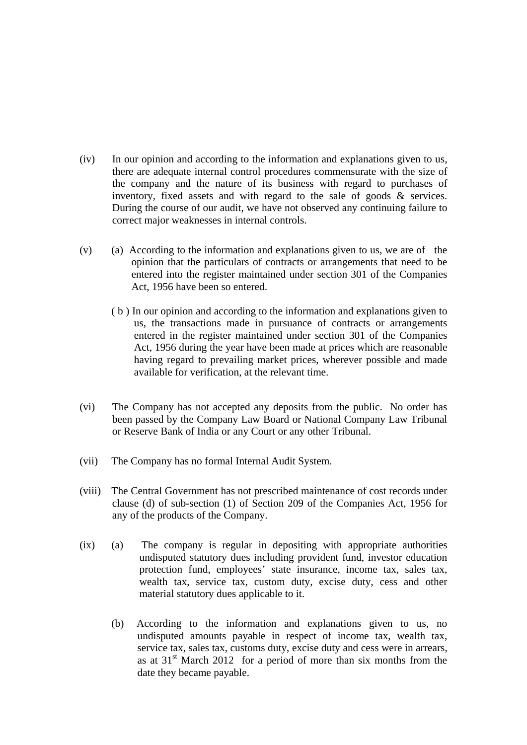(iv) In our opinion and according to the information and explanations given to us, there are adequate internal control procedures commensurate with the size of the company and the nature of its business with regard to purchases of inventory, fixed assets and with regard to the sale of goods & services. During the course of our audit, we have not observed any continuing failure to correct major weaknesses in internal controls.

(v) (a) According to the information and explanations given to us, we are of the opinion that the particulars of contracts or arrangements that need to be entered into the register maintained under section 301 of the Companies Act, 1956 have been so entered.

( b ) In our opinion and according to the information and explanations given to us, the transactions made in pursuance of contracts or arrangements entered in the register maintained under section 301 of the Companies Act, 1956 during the year have been made at prices which are reasonable having regard to prevailing market prices, wherever possible and made available for verification, at the relevant time.

(vi) The Company has not accepted any deposits from the public. No order has been passed by the Company Law Board or National Company Law Tribunal or Reserve Bank of India or any Court or any other Tribunal.

(vii) The Company has no formal Internal Audit System.

(viii) The Central Government has not prescribed maintenance of cost records under clause (d) of sub-section (1) of Section 209 of the Companies Act, 1956 for any of the products of the Company.

(ix) (a) The company is regular in depositing with appropriate authorities undisputed statutory dues including provident fund, investor education protection fund, employees' state insurance, income tax, sales tax, wealth tax, service tax, custom duty, excise duty, cess and other material statutory dues applicable to it.

(b) According to the information and explanations given to us, no undisputed amounts payable in respect of income tax, wealth tax, service tax, sales tax, customs duty, excise duty and cess were in arrears, as at 31st March 2012 for a period of more than six months from the date they became payable.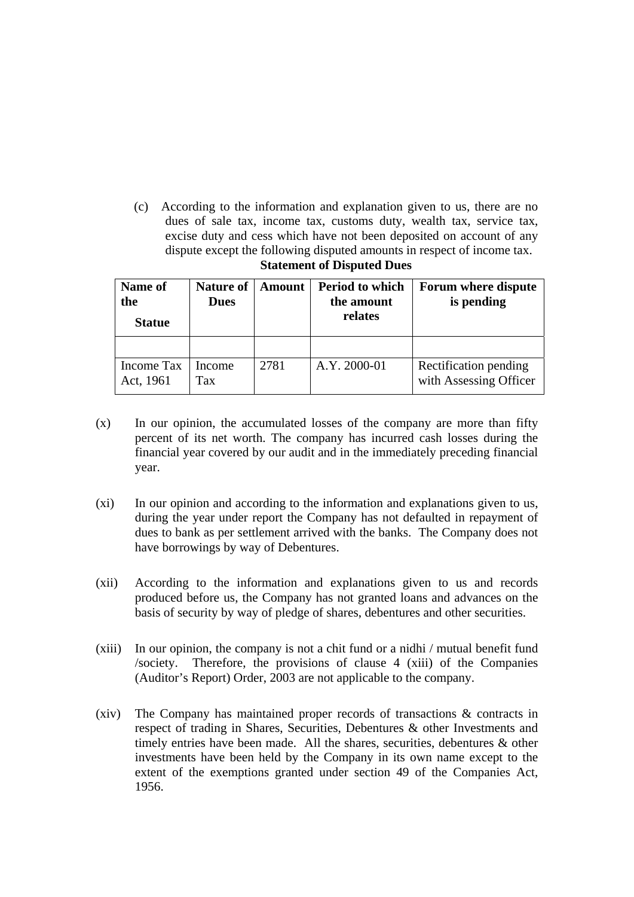(c) According to the information and explanation given to us, there are no dues of sale tax, income tax, customs duty, wealth tax, service tax, excise duty and cess which have not been deposited on account of any dispute except the following disputed amounts in respect of income tax.

**Statement of Disputed Dues**

| Name of the Statue | Nature of Dues | Amount | Period to which the amount relates | Forum where dispute is pending |
|---|---|---|---|---|
| | | | | |
| Income Tax Act, 1961 | Income Tax | 2781 | A.Y. 2000-01 | Rectification pending with Assessing Officer |

(x) In our opinion, the accumulated losses of the company are more than fifty percent of its net worth. The company has incurred cash losses during the financial year covered by our audit and in the immediately preceding financial year.

(xi) In our opinion and according to the information and explanations given to us, during the year under report the Company has not defaulted in repayment of dues to bank as per settlement arrived with the banks. The Company does not have borrowings by way of Debentures.

(xii) According to the information and explanations given to us and records produced before us, the Company has not granted loans and advances on the basis of security by way of pledge of shares, debentures and other securities.

(xiii) In our opinion, the company is not a chit fund or a nidhi / mutual benefit fund /society. Therefore, the provisions of clause 4 (xiii) of the Companies (Auditor's Report) Order, 2003 are not applicable to the company.

(xiv) The Company has maintained proper records of transactions & contracts in respect of trading in Shares, Securities, Debentures & other Investments and timely entries have been made. All the shares, securities, debentures & other investments have been held by the Company in its own name except to the extent of the exemptions granted under section 49 of the Companies Act, 1956.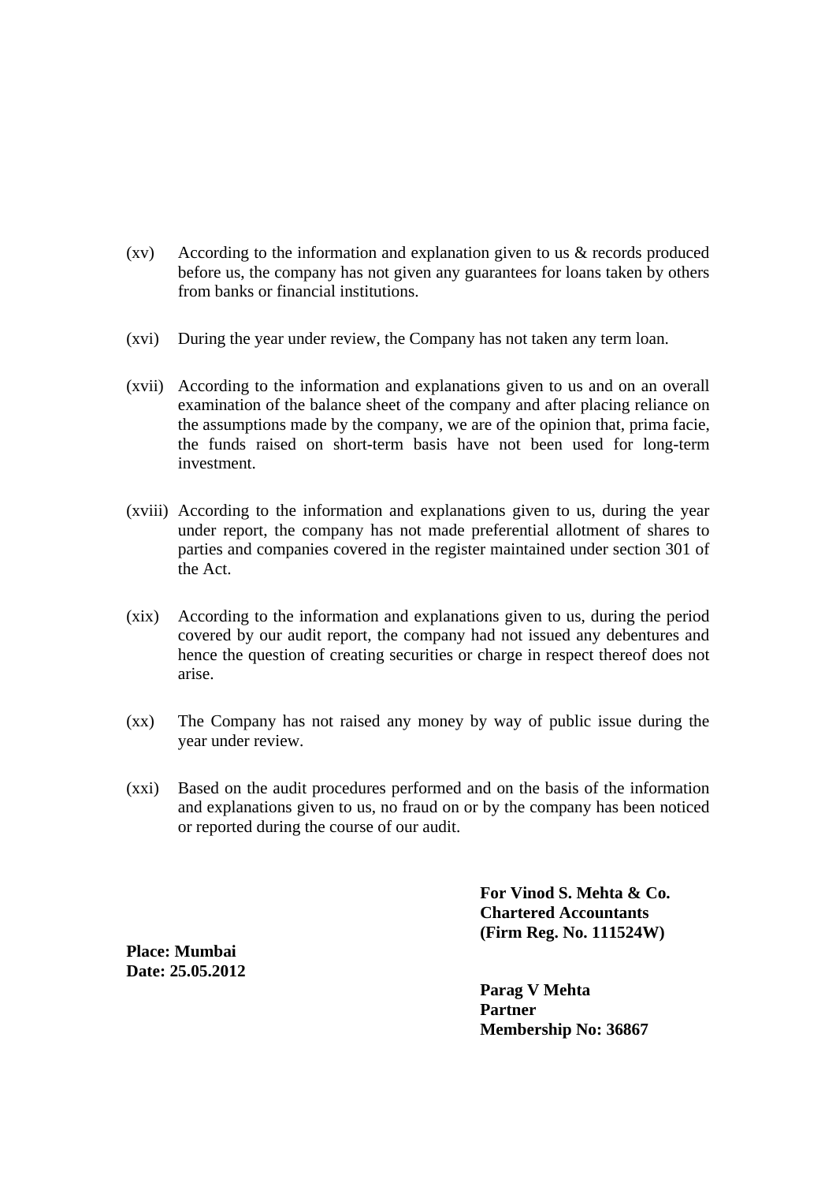(xv) According to the information and explanation given to us & records produced before us, the company has not given any guarantees for loans taken by others from banks or financial institutions.

(xvi) During the year under review, the Company has not taken any term loan.

(xvii) According to the information and explanations given to us and on an overall examination of the balance sheet of the company and after placing reliance on the assumptions made by the company, we are of the opinion that, prima facie, the funds raised on short-term basis have not been used for long-term investment.

(xviii) According to the information and explanations given to us, during the year under report, the company has not made preferential allotment of shares to parties and companies covered in the register maintained under section 301 of the Act.

(xix) According to the information and explanations given to us, during the period covered by our audit report, the company had not issued any debentures and hence the question of creating securities or charge in respect thereof does not arise.

(xx) The Company has not raised any money by way of public issue during the year under review.

(xxi) Based on the audit procedures performed and on the basis of the information and explanations given to us, no fraud on or by the company has been noticed or reported during the course of our audit.

**For Vinod S. Mehta & Co.**
**Chartered Accountants**
**(Firm Reg. No. 111524W)**

**Place: Mumbai**
**Date: 25.05.2012**

**Parag V Mehta**
**Partner**
**Membership No: 36867**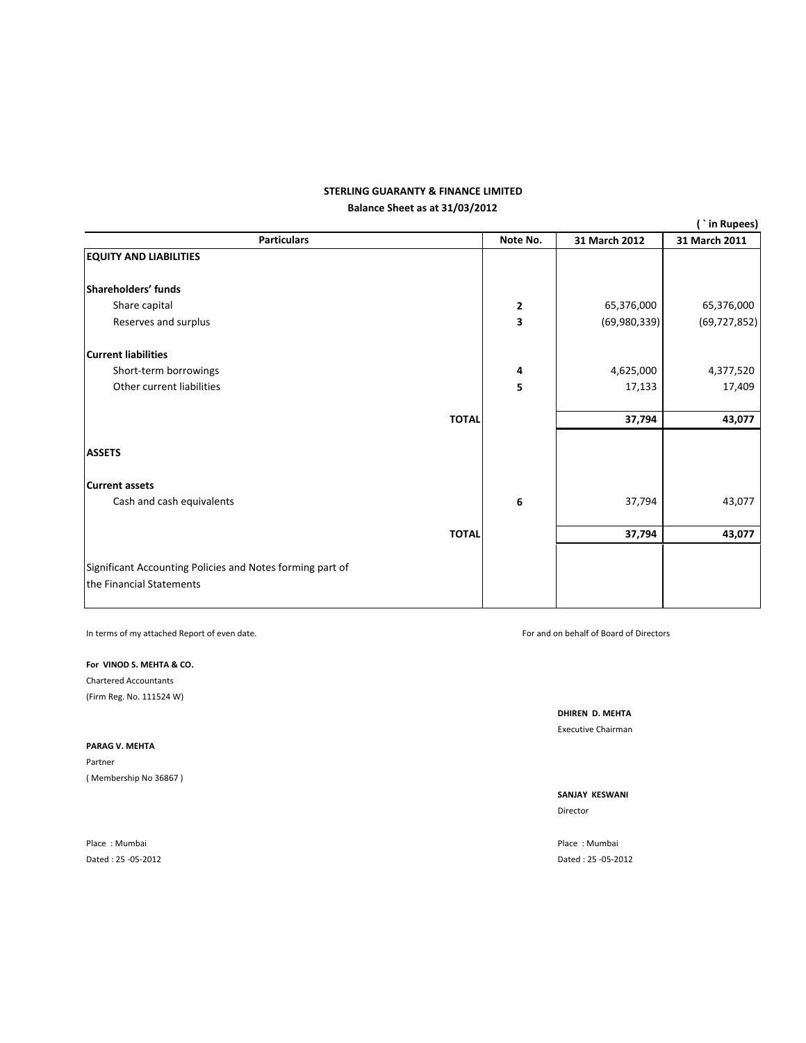**STERLING GUARANTY & FINANCE LIMITED**

**Balance Sheet as at 31/03/2012**

**( ` in Rupees)**

| Particulars | Note No. | 31 March 2012 | 31 March 2011 |
|---|---|---|---|
| **EQUITY AND LIABILITIES** | | | |
| **Shareholders' funds** | | | |
| Share capital | **2** | 65,376,000 | 65,376,000 |
| Reserves and surplus | **3** | (69,980,339) | (69,727,852) |
| **Current liabilities** | | | |
| Short-term borrowings | **4** | 4,625,000 | 4,377,520 |
| Other current liabilities | **5** | 17,133 | 17,409 |
| **TOTAL** | | **37,794** | **43,077** |
| **ASSETS** | | | |
| **Current assets** | | | |
| Cash and cash equivalents | **6** | 37,794 | 43,077 |
| **TOTAL** | | **37,794** | **43,077** |
| Significant Accounting Policies and Notes forming part of the Financial Statements | | | |

In terms of my attached Report of even date.

For and on behalf of Board of Directors

**For VINOD S. MEHTA & CO.**
Chartered Accountants
(Firm Reg. No. 111524 W)

**DHIREN D. MEHTA**
Executive Chairman

**PARAG V. MEHTA**
Partner
( Membership No 36867 )

**SANJAY KESWANI**
Director

Place : Mumbai
Dated : 25 -05-2012

Place : Mumbai
Dated : 25 -05-2012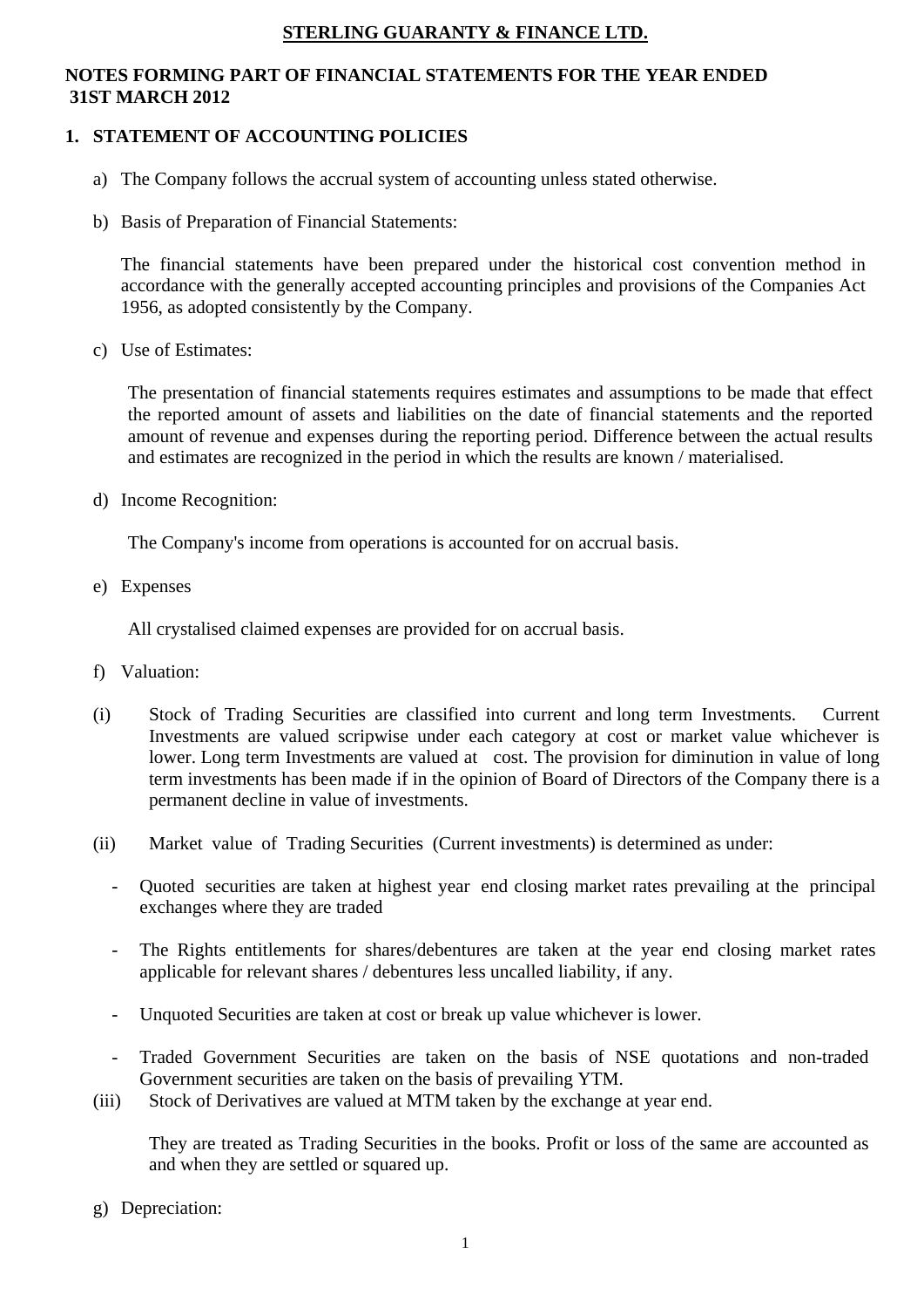# STERLING GUARANTY & FINANCE LTD.

## NOTES FORMING PART OF FINANCIAL STATEMENTS FOR THE YEAR ENDED 31ST MARCH 2012

### 1. STATEMENT OF ACCOUNTING POLICIES

a) The Company follows the accrual system of accounting unless stated otherwise.

b) Basis of Preparation of Financial Statements:

The financial statements have been prepared under the historical cost convention method in accordance with the generally accepted accounting principles and provisions of the Companies Act 1956, as adopted consistently by the Company.

c) Use of Estimates:

The presentation of financial statements requires estimates and assumptions to be made that effect the reported amount of assets and liabilities on the date of financial statements and the reported amount of revenue and expenses during the reporting period. Difference between the actual results and estimates are recognized in the period in which the results are known / materialised.

d) Income Recognition:

The Company's income from operations is accounted for on accrual basis.

e) Expenses

All crystalised claimed expenses are provided for on accrual basis.

f) Valuation:

(i) Stock of Trading Securities are classified into current and long term Investments. Current Investments are valued scripwise under each category at cost or market value whichever is lower. Long term Investments are valued at cost. The provision for diminution in value of long term investments has been made if in the opinion of Board of Directors of the Company there is a permanent decline in value of investments.

(ii) Market value of Trading Securities (Current investments) is determined as under:

- Quoted securities are taken at highest year end closing market rates prevailing at the principal exchanges where they are traded
- The Rights entitlements for shares/debentures are taken at the year end closing market rates applicable for relevant shares / debentures less uncalled liability, if any.
- Unquoted Securities are taken at cost or break up value whichever is lower.
- Traded Government Securities are taken on the basis of NSE quotations and non-traded Government securities are taken on the basis of prevailing YTM.

(iii) Stock of Derivatives are valued at MTM taken by the exchange at year end.

They are treated as Trading Securities in the books. Profit or loss of the same are accounted as and when they are settled or squared up.

g) Depreciation: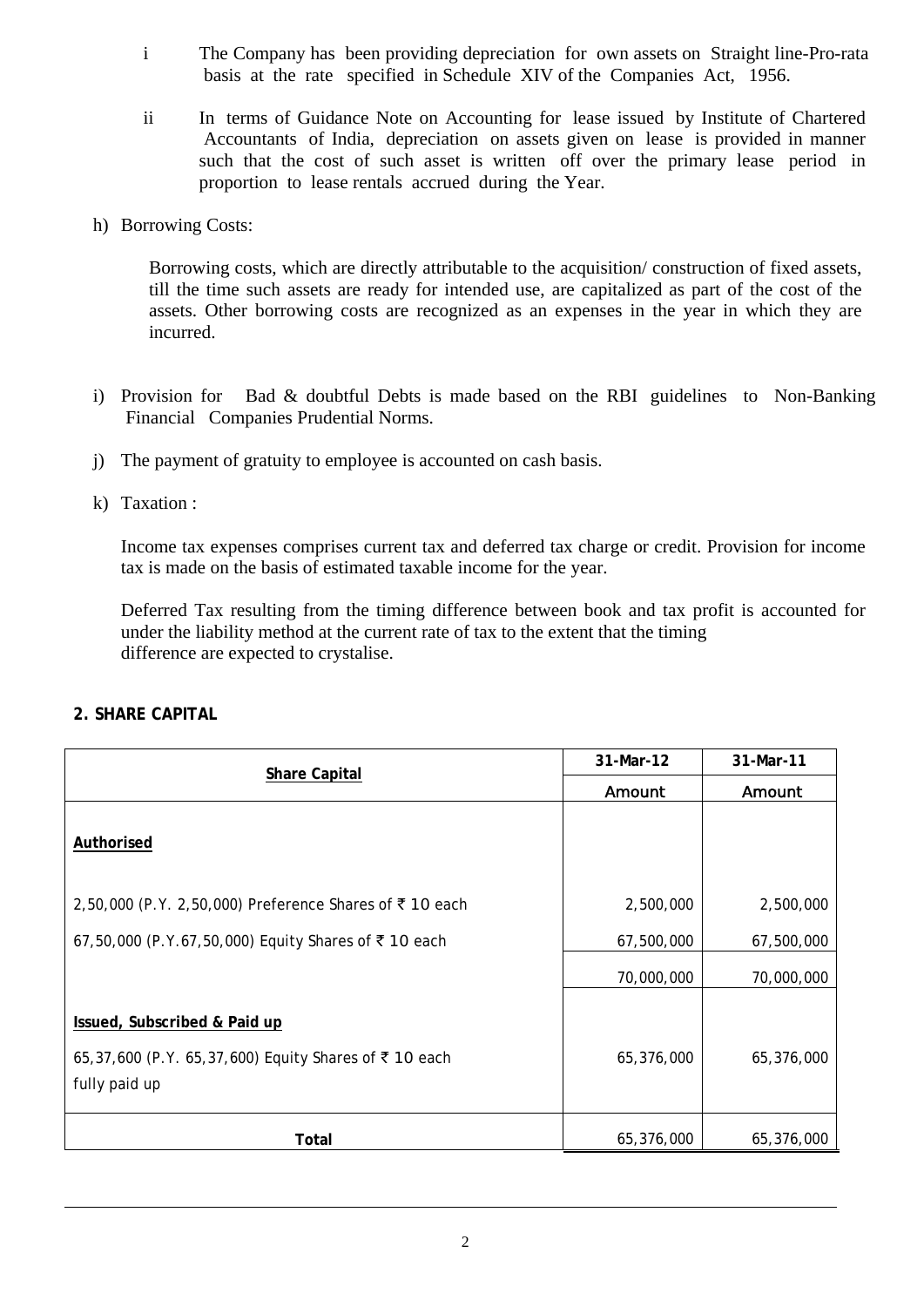i The Company has been providing depreciation for own assets on Straight line-Pro-rata basis at the rate specified in Schedule XIV of the Companies Act, 1956.

ii In terms of Guidance Note on Accounting for lease issued by Institute of Chartered Accountants of India, depreciation on assets given on lease is provided in manner such that the cost of such asset is written off over the primary lease period in proportion to lease rentals accrued during the Year.

h) Borrowing Costs:

Borrowing costs, which are directly attributable to the acquisition/ construction of fixed assets, till the time such assets are ready for intended use, are capitalized as part of the cost of the assets. Other borrowing costs are recognized as an expenses in the year in which they are incurred.

i) Provision for Bad & doubtful Debts is made based on the RBI guidelines to Non-Banking Financial Companies Prudential Norms.

j) The payment of gratuity to employee is accounted on cash basis.

k) Taxation :

Income tax expenses comprises current tax and deferred tax charge or credit. Provision for income tax is made on the basis of estimated taxable income for the year.

Deferred Tax resulting from the timing difference between book and tax profit is accounted for under the liability method at the current rate of tax to the extent that the timing difference are expected to crystalise.

**2. SHARE CAPITAL**

| Share Capital | 31-Mar-12 | 31-Mar-11 |
|---|---|---|
| | Amount | Amount |
| **Authorised** | | |
| 2,50,000 (P.Y. 2,50,000) Preference Shares of ₹ 10 each | 2,500,000 | 2,500,000 |
| 67,50,000 (P.Y.67,50,000) Equity Shares of ₹ 10 each | 67,500,000 | 67,500,000 |
| | 70,000,000 | 70,000,000 |
| **Issued, Subscribed & Paid up** | | |
| 65,37,600 (P.Y. 65,37,600) Equity Shares of ₹ 10 each fully paid up | 65,376,000 | 65,376,000 |
| **Total** | 65,376,000 | 65,376,000 |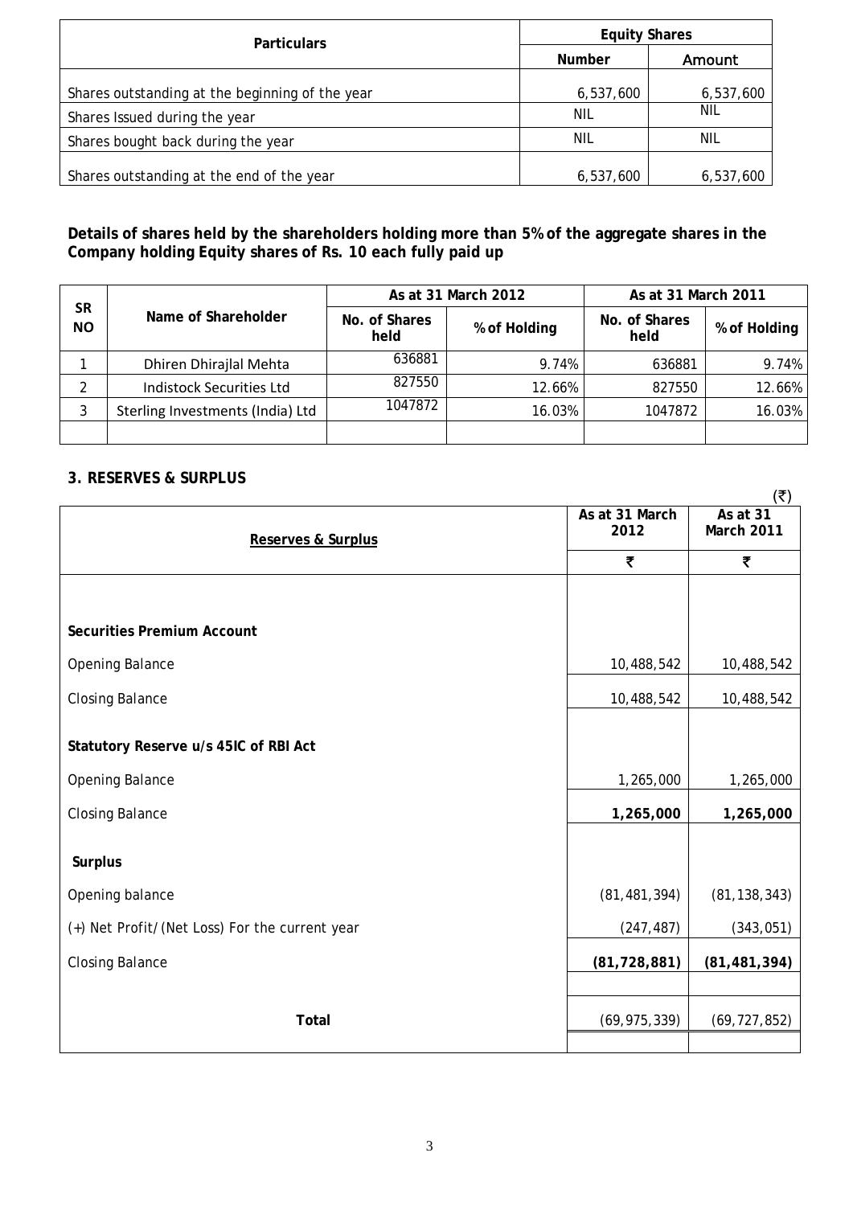| Particulars | Equity Shares | |
|---|---|---|
| | Number | Amount |
| Shares outstanding at the beginning of the year | 6,537,600 | 6,537,600 |
| Shares Issued during the year | NIL | NIL |
| Shares bought back during the year | NIL | NIL |
| Shares outstanding at the end of the year | 6,537,600 | 6,537,600 |

**Details of shares held by the shareholders holding more than 5% of the aggregate shares in the Company holding Equity shares of Rs. 10 each fully paid up**

| SR NO | Name of Shareholder | As at 31 March 2012 | | As at 31 March 2011 | |
|---|---|---|---|---|---|
| | | No. of Shares held | % of Holding | No. of Shares held | % of Holding |
| 1 | Dhiren Dhirajlal Mehta | 636881 | 9.74% | 636881 | 9.74% |
| 2 | Indistock Securities Ltd | 827550 | 12.66% | 827550 | 12.66% |
| 3 | Sterling Investments (India) Ltd | 1047872 | 16.03% | 1047872 | 16.03% |
| | | | | | |

## 3. RESERVES & SURPLUS

(₹)

| Reserves & Surplus | As at 31 March 2012 | As at 31 March 2011 |
|---|---|---|
| | ₹ | ₹ |
| **Securities Premium Account** | | |
| Opening Balance | 10,488,542 | 10,488,542 |
| Closing Balance | 10,488,542 | 10,488,542 |
| **Statutory Reserve u/s 45IC of RBI Act** | | |
| Opening Balance | 1,265,000 | 1,265,000 |
| Closing Balance | **1,265,000** | **1,265,000** |
| **Surplus** | | |
| Opening balance | (81,481,394) | (81,138,343) |
| (+) Net Profit/(Net Loss) For the current year | (247,487) | (343,051) |
| Closing Balance | **(81,728,881)** | **(81,481,394)** |
| **Total** | (69,975,339) | (69,727,852) |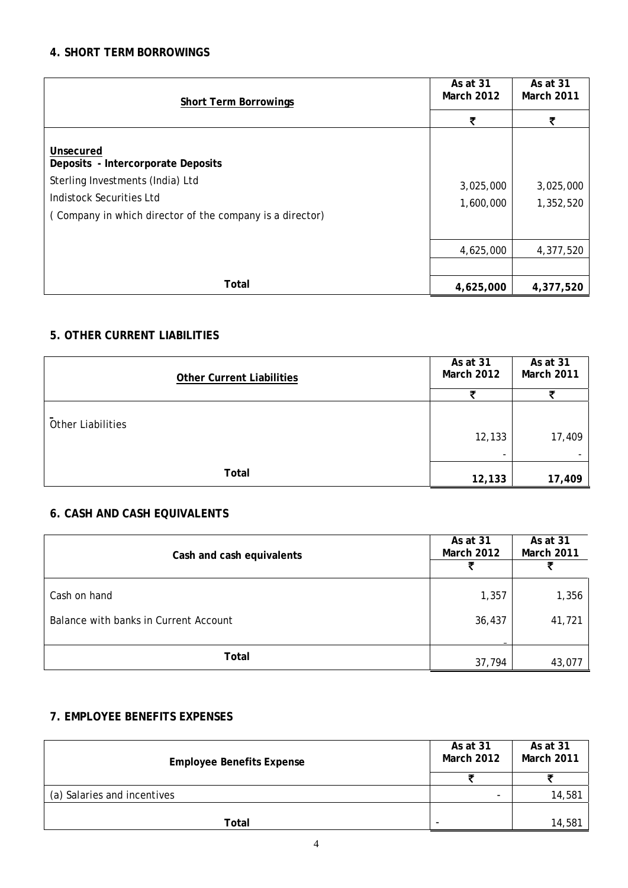### 4. SHORT TERM BORROWINGS

| Short Term Borrowings | As at 31 March 2012 | As at 31 March 2011 |
|---|---|---|
| | ₹ | ₹ |
| **Unsecured** | | |
| **Deposits - Intercorporate Deposits** | | |
| Sterling Investments (India) Ltd | 3,025,000 | 3,025,000 |
| Indistock Securities Ltd | 1,600,000 | 1,352,520 |
| ( Company in which director of the company is a director) | | |
| | 4,625,000 | 4,377,520 |
| **Total** | **4,625,000** | **4,377,520** |

### 5. OTHER CURRENT LIABILITIES

| Other Current Liabilities | As at 31 March 2012 | As at 31 March 2011 |
|---|---|---|
| | ₹ | ₹ |
| Other Liabilities | 12,133 | 17,409 |
| | - | - |
| **Total** | **12,133** | **17,409** |

### 6. CASH AND CASH EQUIVALENTS

| Cash and cash equivalents | As at 31 March 2012 | As at 31 March 2011 |
|---|---|---|
| | ₹ | ₹ |
| Cash on hand | 1,357 | 1,356 |
| Balance with banks in Current Account | 36,437 | 41,721 |
| | - | |
| **Total** | 37,794 | 43,077 |

### 7. EMPLOYEE BENEFITS EXPENSES

| Employee Benefits Expense | As at 31 March 2012 | As at 31 March 2011 |
|---|---|---|
| | ₹ | ₹ |
| (a) Salaries and incentives | - | 14,581 |
| **Total** | - | 14,581 |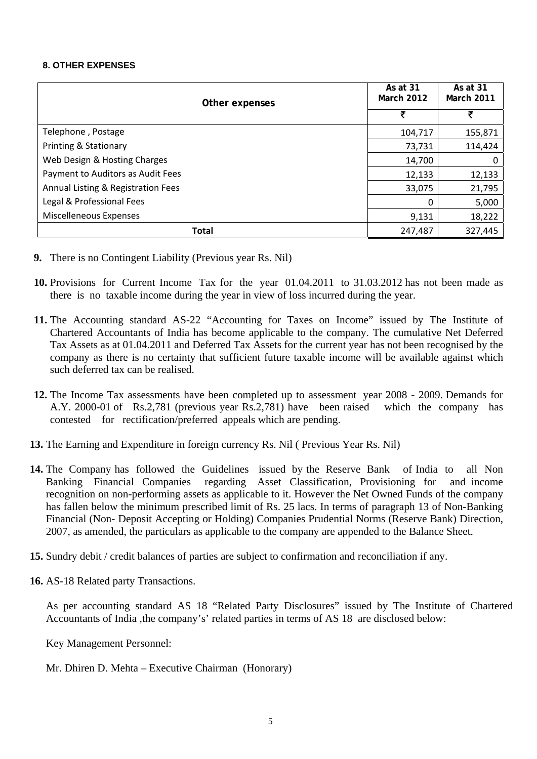#### 8. OTHER EXPENSES

| Other expenses | As at 31 March 2012 | As at 31 March 2011 |
|---|---|---|
| | ₹ | ₹ |
| Telephone , Postage | 104,717 | 155,871 |
| Printing & Stationary | 73,731 | 114,424 |
| Web Design & Hosting Charges | 14,700 | 0 |
| Payment to Auditors as Audit Fees | 12,133 | 12,133 |
| Annual Listing & Registration Fees | 33,075 | 21,795 |
| Legal & Professional Fees | 0 | 5,000 |
| Miscelleneous Expenses | 9,131 | 18,222 |
| **Total** | 247,487 | 327,445 |

**9.** There is no Contingent Liability (Previous year Rs. Nil)

**10.** Provisions for Current Income Tax for the year 01.04.2011 to 31.03.2012 has not been made as there is no taxable income during the year in view of loss incurred during the year.

**11.** The Accounting standard AS-22 "Accounting for Taxes on Income" issued by The Institute of Chartered Accountants of India has become applicable to the company. The cumulative Net Deferred Tax Assets as at 01.04.2011 and Deferred Tax Assets for the current year has not been recognised by the company as there is no certainty that sufficient future taxable income will be available against which such deferred tax can be realised.

**12.** The Income Tax assessments have been completed up to assessment year 2008 - 2009. Demands for A.Y. 2000-01 of Rs.2,781 (previous year Rs.2,781) have been raised which the company has contested for rectification/preferred appeals which are pending.

**13.** The Earning and Expenditure in foreign currency Rs. Nil ( Previous Year Rs. Nil)

**14.** The Company has followed the Guidelines issued by the Reserve Bank of India to all Non Banking Financial Companies regarding Asset Classification, Provisioning for and income recognition on non-performing assets as applicable to it. However the Net Owned Funds of the company has fallen below the minimum prescribed limit of Rs. 25 lacs. In terms of paragraph 13 of Non-Banking Financial (Non- Deposit Accepting or Holding) Companies Prudential Norms (Reserve Bank) Direction, 2007, as amended, the particulars as applicable to the company are appended to the Balance Sheet.

**15.** Sundry debit / credit balances of parties are subject to confirmation and reconciliation if any.

**16.** AS-18 Related party Transactions.

As per accounting standard AS 18 "Related Party Disclosures" issued by The Institute of Chartered Accountants of India ,the company's' related parties in terms of AS 18 are disclosed below:

Key Management Personnel:

Mr. Dhiren D. Mehta – Executive Chairman (Honorary)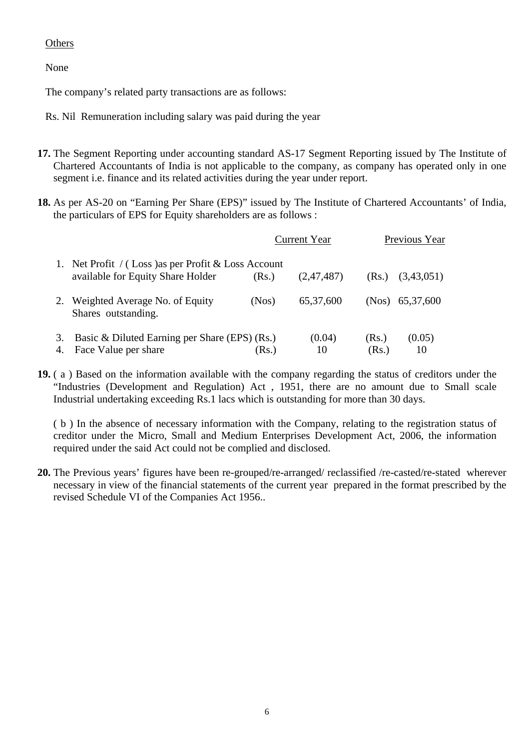Others

None

The company's related party transactions are as follows:

Rs. Nil Remuneration including salary was paid during the year

**17.** The Segment Reporting under accounting standard AS-17 Segment Reporting issued by The Institute of Chartered Accountants of India is not applicable to the company, as company has operated only in one segment i.e. finance and its related activities during the year under report.

**18.** As per AS-20 on "Earning Per Share (EPS)" issued by The Institute of Chartered Accountants' of India, the particulars of EPS for Equity shareholders are as follows :

| | | | Current Year | | Previous Year |
|---|---|---|---|---|---|
| 1. | Net Profit / ( Loss )as per Profit & Loss Account available for Equity Share Holder | (Rs.) | (2,47,487) | (Rs.) | (3,43,051) |
| 2. | Weighted Average No. of Equity Shares outstanding. | (Nos) | 65,37,600 | (Nos) | 65,37,600 |
| 3. | Basic & Diluted Earning per Share (EPS) | (Rs.) | (0.04) | (Rs.) | (0.05) |
| 4. | Face Value per share | (Rs.) | 10 | (Rs.) | 10 |

**19.** ( a ) Based on the information available with the company regarding the status of creditors under the "Industries (Development and Regulation) Act , 1951, there are no amount due to Small scale Industrial undertaking exceeding Rs.1 lacs which is outstanding for more than 30 days.

( b ) In the absence of necessary information with the Company, relating to the registration status of creditor under the Micro, Small and Medium Enterprises Development Act, 2006, the information required under the said Act could not be complied and disclosed.

**20.** The Previous years' figures have been re-grouped/re-arranged/ reclassified /re-casted/re-stated wherever necessary in view of the financial statements of the current year prepared in the format prescribed by the revised Schedule VI of the Companies Act 1956..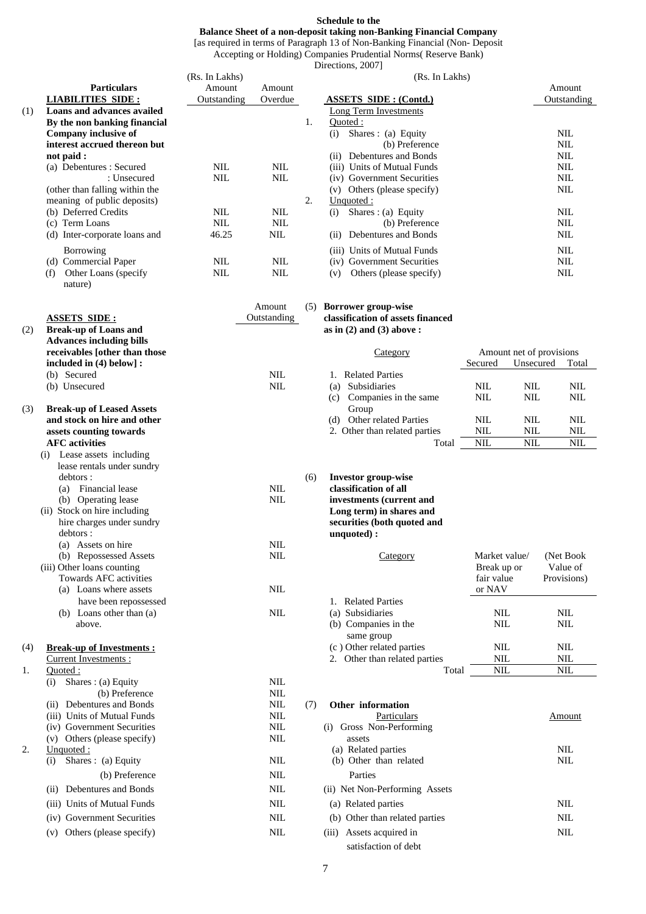**Schedule to the**

**Balance Sheet of a non-deposit taking non-Banking Financial Company**

[as required in terms of Paragraph 13 of Non-Banking Financial (Non- Deposit Accepting or Holding) Companies Prudential Norms( Reserve Bank) Directions, 2007]

(Rs. In Lakhs)

| | Particulars | Amount Outstanding | Amount Overdue |
|---|---|---|---|
| | **LIABILITIES SIDE :** | | |
| (1) | **Loans and advances availed By the non banking financial Company inclusive of interest accrued thereon but not paid :** | | |
| | (a) Debentures : Secured | NIL | NIL |
| | : Unsecured | NIL | NIL |
| | (other than falling within the meaning of public deposits) | | |
| | (b) Deferred Credits | NIL | NIL |
| | (c) Term Loans | NIL | NIL |
| | (d) Inter-corporate loans and Borrowing | 46.25 | NIL |
| | (d) Commercial Paper | NIL | NIL |
| | (f) Other Loans (specify nature) | NIL | NIL |

| | **ASSETS SIDE :** | Amount Outstanding |
|---|---|---|
| (2) | **Break-up of Loans and Advances including bills receivables [other than those included in (4) below] :** | |
| | (b) Secured | NIL |
| | (b) Unsecured | NIL |
| (3) | **Break-up of Leased Assets and stock on hire and other assets counting towards AFC activities** | |
| | (i) Lease assets including lease rentals under sundry debtors : | |
| | (a) Financial lease | NIL |
| | (b) Operating lease | NIL |
| | (ii) Stock on hire including hire charges under sundry debtors : | |
| | (a) Assets on hire | NIL |
| | (b) Repossessed Assets | NIL |
| | (iii) Other loans counting Towards AFC activities | |
| | (a) Loans where assets have been repossessed | NIL |
| | (b) Loans other than (a) above. | NIL |
| (4) | **Break-up of Investments :** | |
| | Current Investments : | |
| 1. | Quoted : | |
| | (i) Shares : (a) Equity | NIL |
| | (b) Preference | NIL |
| | (ii) Debentures and Bonds | NIL |
| | (iii) Units of Mutual Funds | NIL |
| | (iv) Government Securities | NIL |
| | (v) Others (please specify) | NIL |
| 2. | Unquoted : | |
| | (i) Shares : (a) Equity | NIL |
| | (b) Preference | NIL |
| | (ii) Debentures and Bonds | NIL |
| | (iii) Units of Mutual Funds | NIL |
| | (iv) Government Securities | NIL |
| | (v) Others (please specify) | NIL |

(Rs. In Lakhs)

| | **ASSETS SIDE : (Contd.)** | Amount Outstanding |
|---|---|---|
| | Long Term Investments | |
| 1. | Quoted : | |
| | (i) Shares : (a) Equity | NIL |
| | (b) Preference | NIL |
| | (ii) Debentures and Bonds | NIL |
| | (iii) Units of Mutual Funds | NIL |
| | (iv) Government Securities | NIL |
| | (v) Others (please specify) | NIL |
| 2. | Unquoted : | |
| | (i) Shares : (a) Equity | NIL |
| | (b) Preference | NIL |
| | (ii) Debentures and Bonds | NIL |
| | (iii) Units of Mutual Funds | NIL |
| | (iv) Government Securities | NIL |
| | (v) Others (please specify) | NIL |

**(5) Borrower group-wise classification of assets financed as in (2) and (3) above :**

| Category | Amount net of provisions | | |
|---|---|---|---|
| | Secured | Unsecured | Total |
| 1. Related Parties | | | |
| (a) Subsidiaries | NIL | NIL | NIL |
| (c) Companies in the same Group | NIL | NIL | NIL |
| (d) Other related Parties | NIL | NIL | NIL |
| 2. Other than related parties | NIL | NIL | NIL |
| Total | NIL | NIL | NIL |

**(6) Investor group-wise classification of all investments (current and Long term) in shares and securities (both quoted and unquoted) :**

| Category | Market value/ Break up or fair value or NAV | (Net Book Value of Provisions) |
|---|---|---|
| 1. Related Parties | | |
| (a) Subsidiaries | NIL | NIL |
| (b) Companies in the same group | NIL | NIL |
| (c ) Other related parties | NIL | NIL |
| 2. Other than related parties | NIL | NIL |
| Total | NIL | NIL |

**(7) Other information**

| Particulars | Amount |
|---|---|
| (i) Gross Non-Performing assets | |
| (a) Related parties | NIL |
| (b) Other than related Parties | NIL |
| (ii) Net Non-Performing Assets | |
| (a) Related parties | NIL |
| (b) Other than related parties | NIL |
| (iii) Assets acquired in satisfaction of debt | NIL |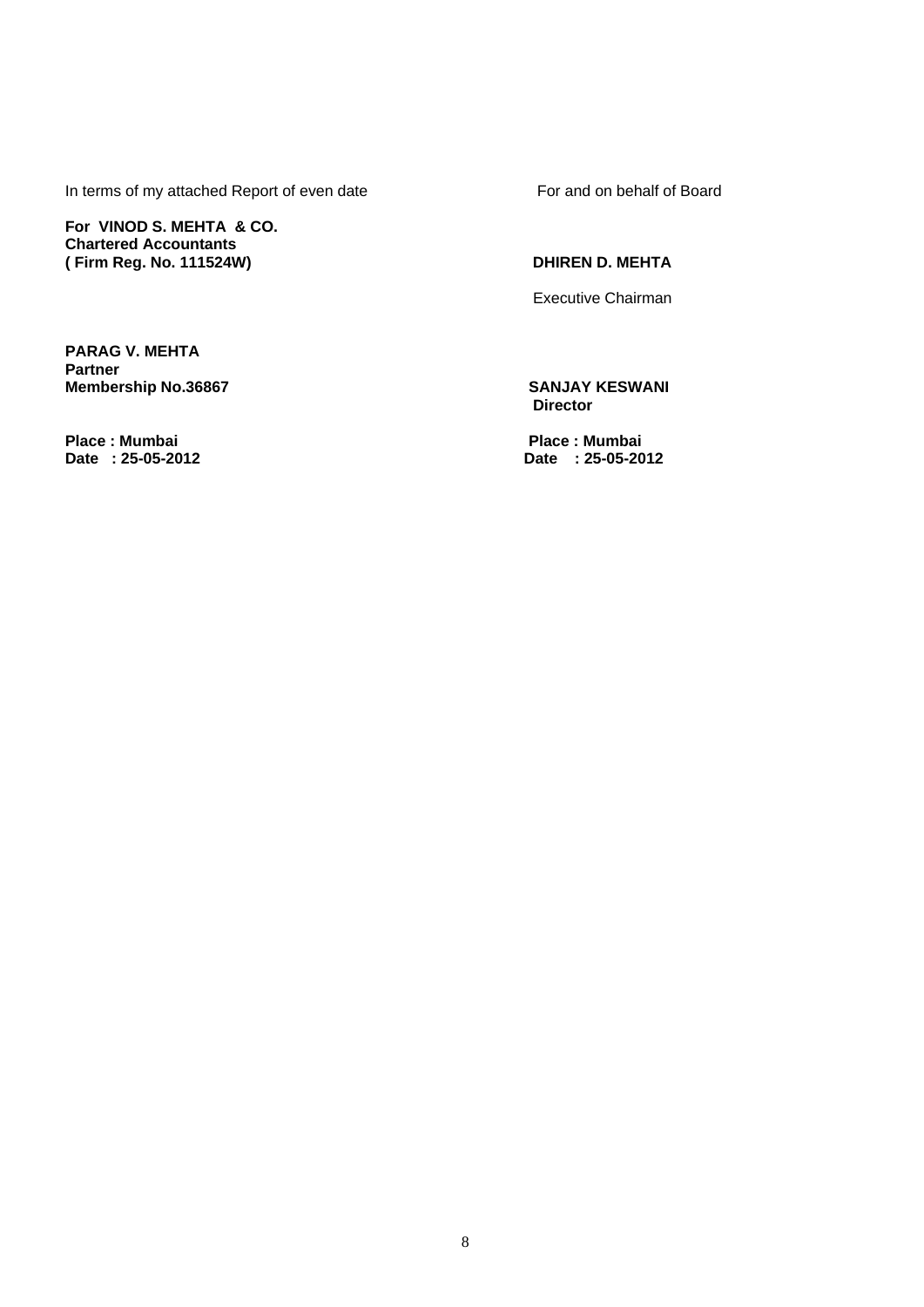In terms of my attached Report of even date

**For VINOD S. MEHTA & CO.**
**Chartered Accountants**
**( Firm Reg. No. 111524W)**

**PARAG V. MEHTA**
**Partner**
**Membership No.36867**

**Place : Mumbai**
**Date : 25-05-2012**

For and on behalf of Board

**DHIREN D. MEHTA**

Executive Chairman

**SANJAY KESWANI**
**Director**

**Place : Mumbai**
**Date : 25-05-2012**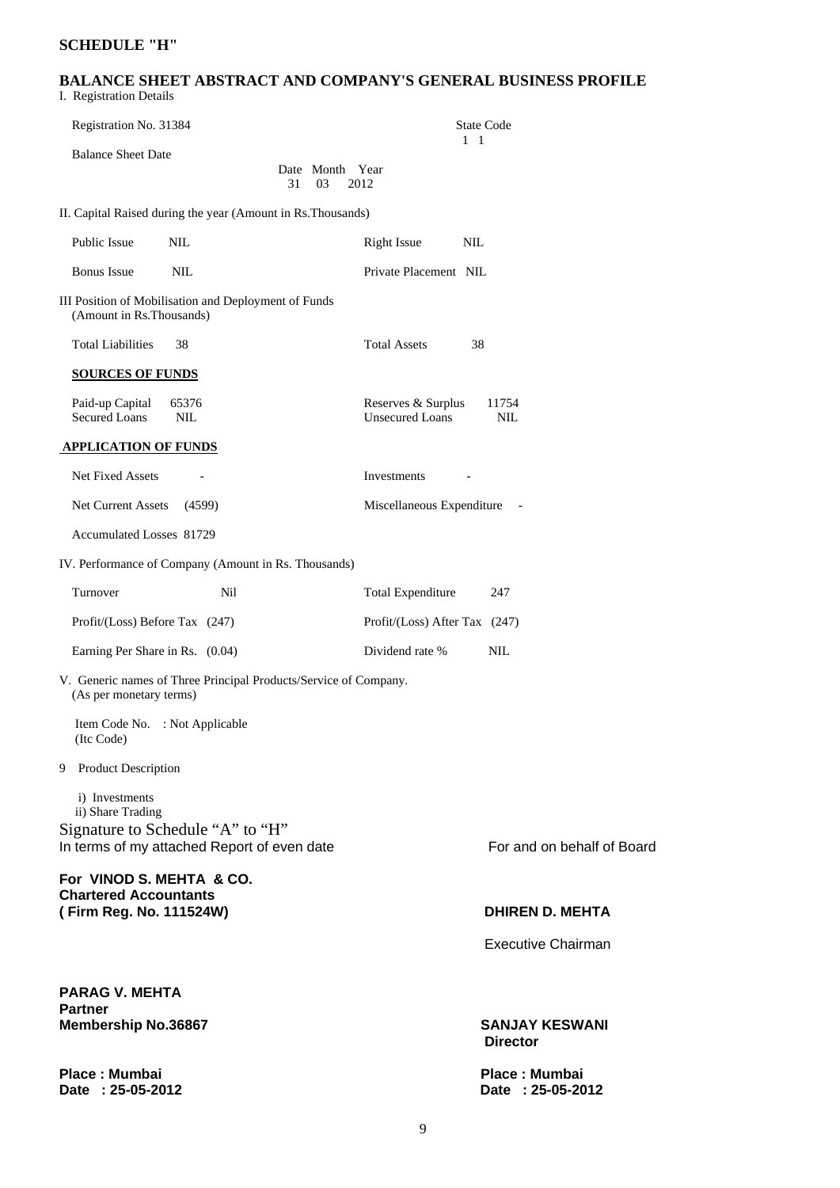# SCHEDULE "H"

## BALANCE SHEET ABSTRACT AND COMPANY'S GENERAL BUSINESS PROFILE

I. Registration Details

| | | | |
|---|---|---|---|
| Registration No. 31384 | | State Code | 1 1 |
| Balance Sheet Date | Date 31 Month 03 Year 2012 | | |

II. Capital Raised during the year (Amount in Rs.Thousands)

| | | | |
|---|---|---|---|
| Public Issue | NIL | Right Issue | NIL |
| Bonus Issue | NIL | Private Placement | NIL |

III Position of Mobilisation and Deployment of Funds (Amount in Rs.Thousands)

| | | | |
|---|---|---|---|
| Total Liabilities | 38 | Total Assets | 38 |

**SOURCES OF FUNDS**

| | | | |
|---|---|---|---|
| Paid-up Capital | 65376 | Reserves & Surplus | 11754 |
| Secured Loans | NIL | Unsecured Loans | NIL |

**APPLICATION OF FUNDS**

| | | | |
|---|---|---|---|
| Net Fixed Assets | - | Investments | - |
| Net Current Assets | (4599) | Miscellaneous Expenditure | - |
| Accumulated Losses | 81729 | | |

IV. Performance of Company (Amount in Rs. Thousands)

| | | | |
|---|---|---|---|
| Turnover | Nil | Total Expenditure | 247 |
| Profit/(Loss) Before Tax | (247) | Profit/(Loss) After Tax | (247) |
| Earning Per Share in Rs. | (0.04) | Dividend rate % | NIL |

V. Generic names of Three Principal Products/Service of Company. (As per monetary terms)

Item Code No. (Itc Code) : Not Applicable

9 Product Description

i) Investments
ii) Share Trading

Signature to Schedule "A" to "H"
In terms of my attached Report of even date

For and on behalf of Board

**For VINOD S. MEHTA & CO.**
**Chartered Accountants**
**( Firm Reg. No. 111524W)**

**DHIREN D. MEHTA**
Executive Chairman

**PARAG V. MEHTA**
**Partner**
**Membership No.36867**

**SANJAY KESWANI**
**Director**

**Place : Mumbai**
**Date : 25-05-2012**

**Place : Mumbai**
**Date : 25-05-2012**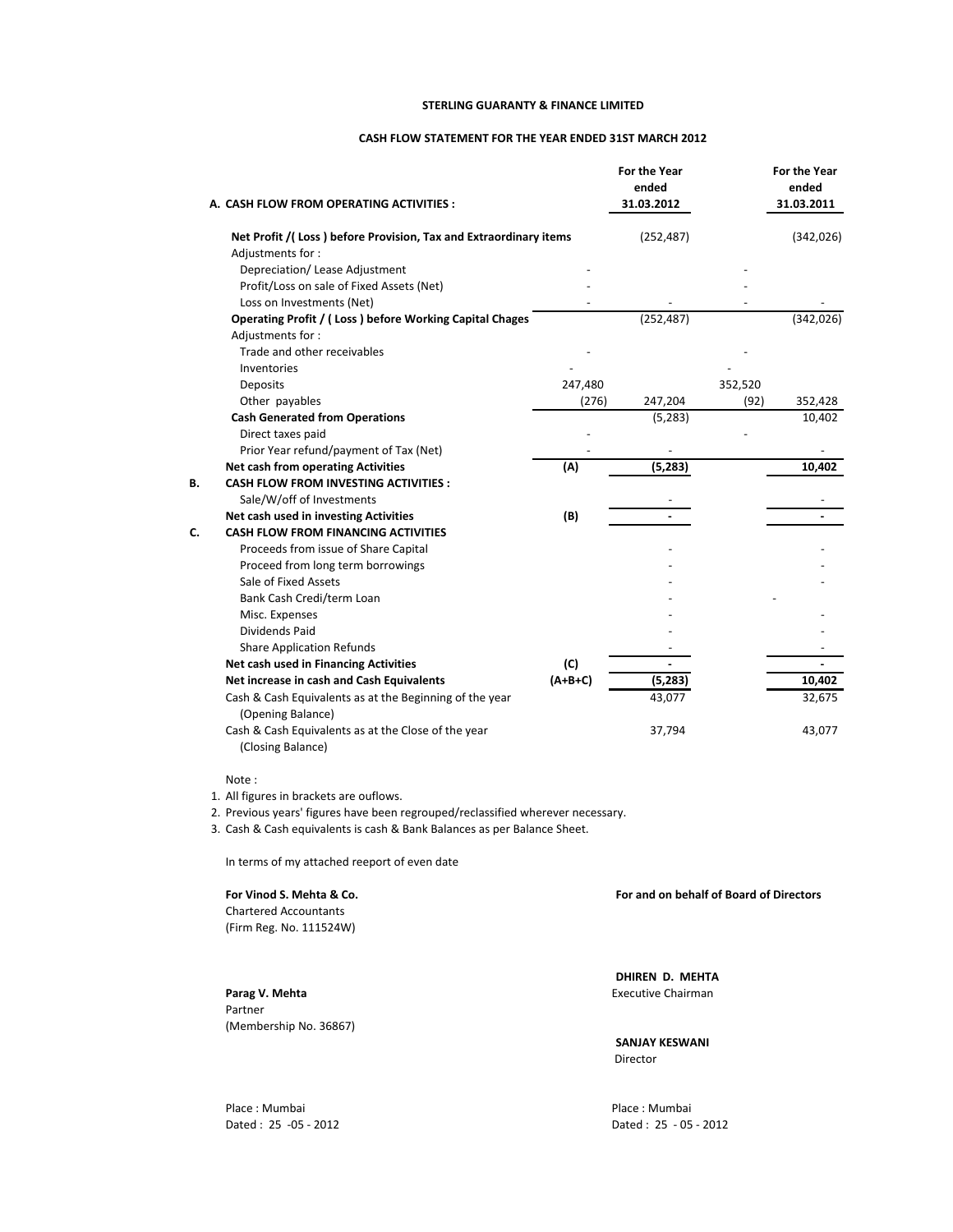**STERLING GUARANTY & FINANCE LIMITED**

**CASH FLOW STATEMENT FOR THE YEAR ENDED 31ST MARCH 2012**

| | | | For the Year ended 31.03.2012 | | For the Year ended 31.03.2011 |
|---|---|---|---|---|---|
| **A.** | **CASH FLOW FROM OPERATING ACTIVITIES :** | | | | |
| | **Net Profit /( Loss ) before Provision, Tax and Extraordinary items** | | (252,487) | | (342,026) |
| | Adjustments for : | | | | |
| | Depreciation/ Lease Adjustment | - | | - | |
| | Profit/Loss on sale of Fixed Assets (Net) | - | | - | |
| | Loss on Investments (Net) | - | - | - | - |
| | **Operating Profit / ( Loss ) before Working Capital Chages** | | (252,487) | | (342,026) |
| | Adjustments for : | | | | |
| | Trade and other receivables | - | | - | |
| | Inventories | - | | - | |
| | Deposits | 247,480 | | 352,520 | |
| | Other payables | (276) | 247,204 | (92) | 352,428 |
| | **Cash Generated from Operations** | | (5,283) | | 10,402 |
| | Direct taxes paid | - | | - | |
| | Prior Year refund/payment of Tax (Net) | - | - | | - |
| | **Net cash from operating Activities** | **(A)** | **(5,283)** | | **10,402** |
| **B.** | **CASH FLOW FROM INVESTING ACTIVITIES :** | | | | |
| | Sale/W/off of Investments | | - | | - |
| | **Net cash used in investing Activities** | **(B)** | **-** | | **-** |
| **C.** | **CASH FLOW FROM FINANCING ACTIVITIES** | | | | |
| | Proceeds from issue of Share Capital | | - | | - |
| | Proceed from long term borrowings | | - | | - |
| | Sale of Fixed Assets | | - | | - |
| | Bank Cash Credi/term Loan | | - | - | |
| | Misc. Expenses | | - | | - |
| | Dividends Paid | | - | | - |
| | Share Application Refunds | | - | | - |
| | **Net cash used in Financing Activities** | **(C)** | **-** | | **-** |
| | **Net increase in cash and Cash Equivalents** | **(A+B+C)** | **(5,283)** | | **10,402** |
| | Cash & Cash Equivalents as at the Beginning of the year (Opening Balance) | | 43,077 | | 32,675 |
| | Cash & Cash Equivalents as at the Close of the year (Closing Balance) | | 37,794 | | 43,077 |

Note :

1. All figures in brackets are ouflows.
2. Previous years' figures have been regrouped/reclassified wherever necessary.
3. Cash & Cash equivalents is cash & Bank Balances as per Balance Sheet.

In terms of my attached reeport of even date

**For Vinod S. Mehta & Co.**
Chartered Accountants
(Firm Reg. No. 111524W)

**Parag V. Mehta**
Partner
(Membership No. 36867)

Place : Mumbai
Dated : 25 -05 - 2012

**For and on behalf of Board of Directors**

**DHIREN D. MEHTA**
Executive Chairman

**SANJAY KESWANI**
Director

Place : Mumbai
Dated : 25 - 05 - 2012